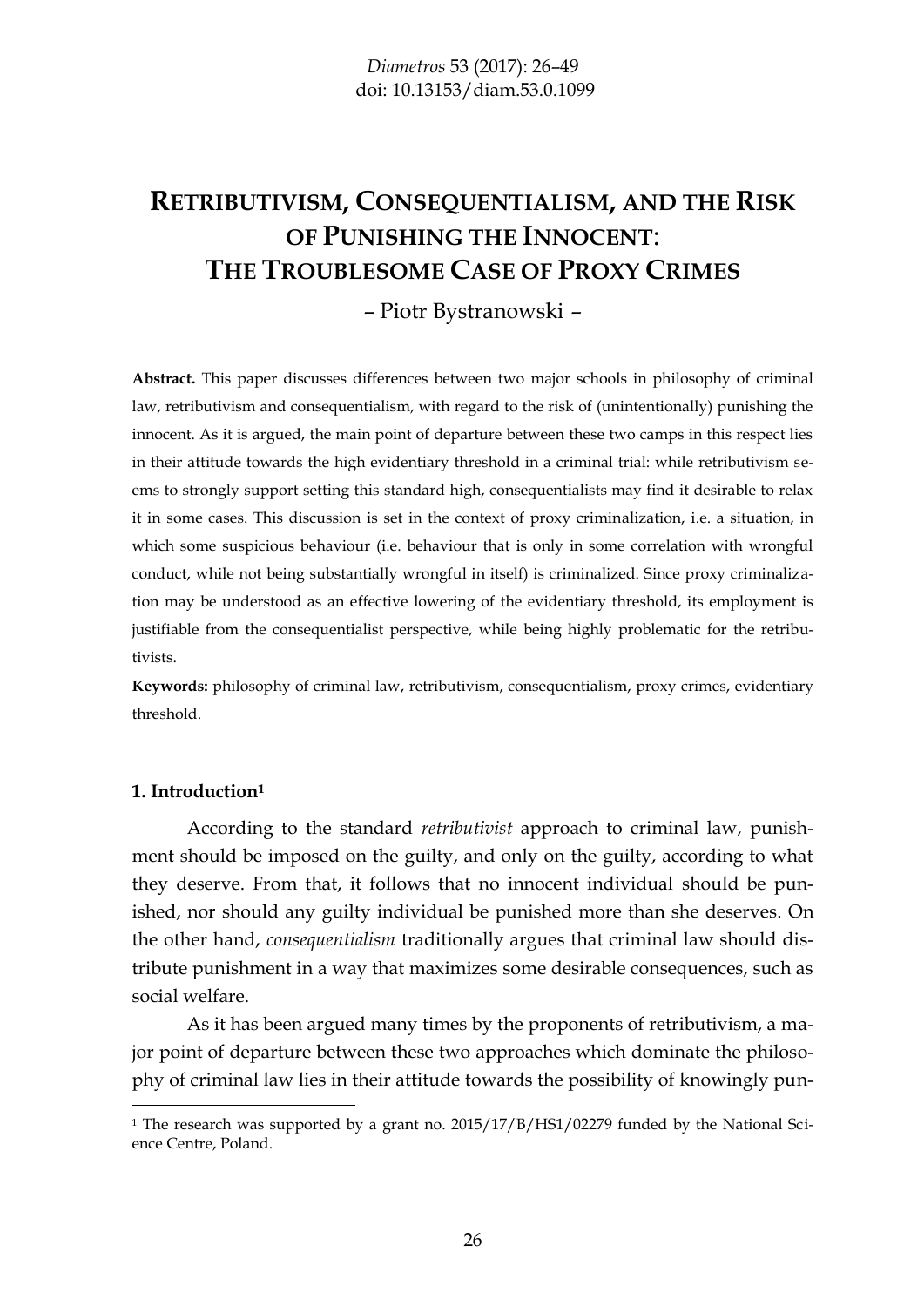# RETRIBUTIVISM, CONSEQUENTIALISM, AND THE RISK OF PUNISHING THE INNOCENT: THE TROUBLESOME CASE OF PROXY CRIMES

– Piotr Bystranowski –

**Abstract.** This paper discusses differences between two major schools in philosophy of criminal law, retributivism and consequentialism, with regard to the risk of (unintentionally) punishing the innocent. As it is argued, the main point of departure between these two camps in this respect lies in their attitude towards the high evidentiary threshold in a criminal trial: while retributivism seems to strongly support setting this standard high, consequentialists may find it desirable to relax it in some cases. This discussion is set in the context of proxy criminalization, i.e. a situation, in which some suspicious behaviour (i.e. behaviour that is only in some correlation with wrongful conduct, while not being substantially wrongful in itself) is criminalized. Since proxy criminalization may be understood as an effective lowering of the evidentiary threshold, its employment is justifiable from the consequentialist perspective, while being highly problematic for the retributivists.

**Keywords:** philosophy of criminal law, retributivism, consequentialism, proxy crimes, evidentiary threshold.

## 1. Introduction[1]

According to the standard *retributivist* approach to criminal law, punishment should be imposed on the guilty, and only on the guilty, according to what they deserve. From that, it follows that no innocent individual should be punished, nor should any guilty individual be punished more than she deserves. On the other hand, *consequentialism* traditionally argues that criminal law should distribute punishment in a way that maximizes some desirable consequences, such as social welfare.

As it has been argued many times by the proponents of retributivism, a major point of departure between these two approaches which dominate the philosophy of criminal law lies in their attitude towards the possibility of knowingly pun-

[1] The research was supported by a grant no. 2015/17/B/HS1/02279 funded by the National Science Centre, Poland.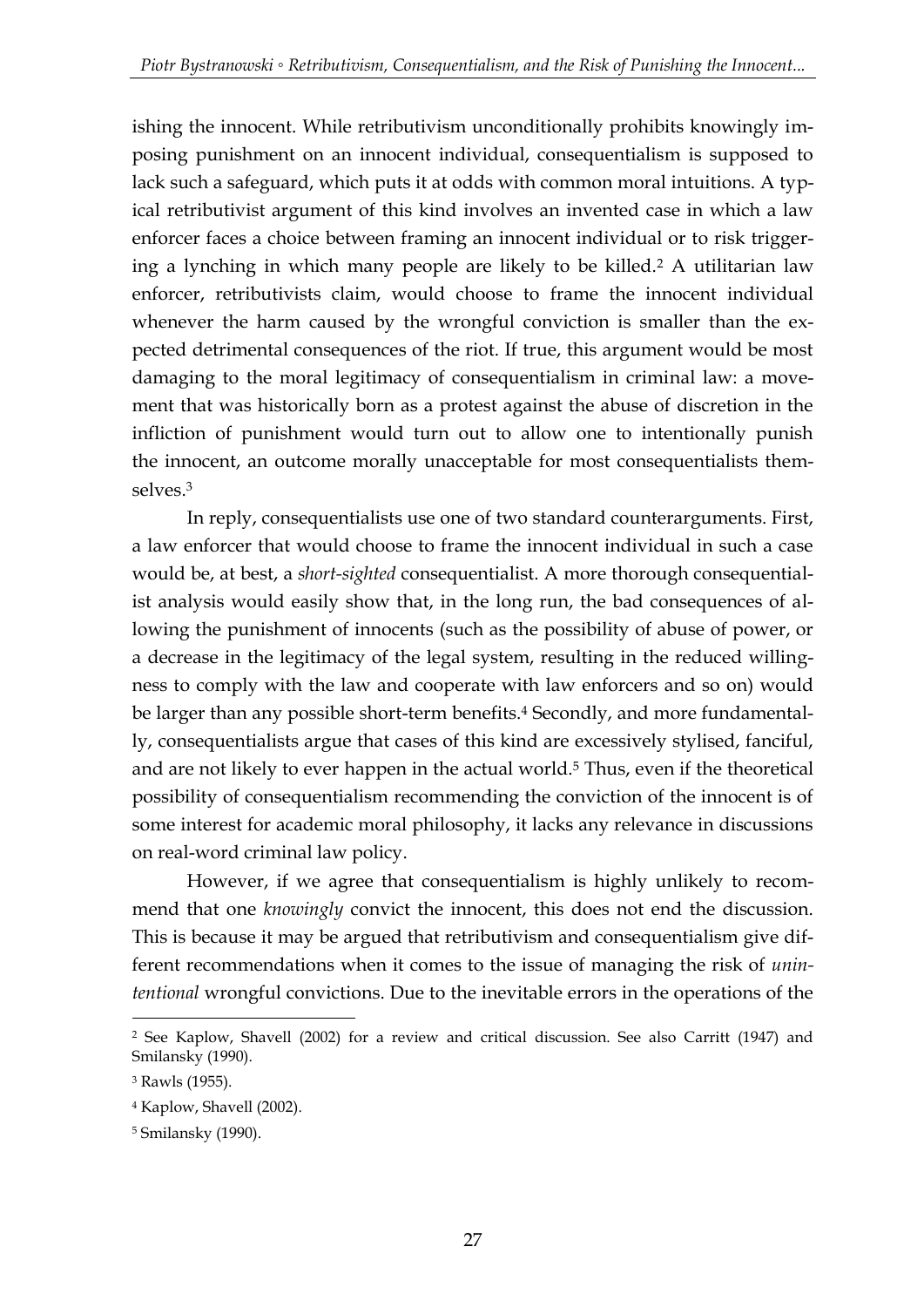ishing the innocent. While retributivism unconditionally prohibits knowingly imposing punishment on an innocent individual, consequentialism is supposed to lack such a safeguard, which puts it at odds with common moral intuitions. A typical retributivist argument of this kind involves an invented case in which a law enforcer faces a choice between framing an innocent individual or to risk triggering a lynching in which many people are likely to be killed.[2] A utilitarian law enforcer, retributivists claim, would choose to frame the innocent individual whenever the harm caused by the wrongful conviction is smaller than the expected detrimental consequences of the riot. If true, this argument would be most damaging to the moral legitimacy of consequentialism in criminal law: a movement that was historically born as a protest against the abuse of discretion in the infliction of punishment would turn out to allow one to intentionally punish the innocent, an outcome morally unacceptable for most consequentialists themselves.[3]

In reply, consequentialists use one of two standard counterarguments. First, a law enforcer that would choose to frame the innocent individual in such a case would be, at best, a *short-sighted* consequentialist. A more thorough consequentialist analysis would easily show that, in the long run, the bad consequences of allowing the punishment of innocents (such as the possibility of abuse of power, or a decrease in the legitimacy of the legal system, resulting in the reduced willingness to comply with the law and cooperate with law enforcers and so on) would be larger than any possible short-term benefits.[4] Secondly, and more fundamentally, consequentialists argue that cases of this kind are excessively stylised, fanciful, and are not likely to ever happen in the actual world.[5] Thus, even if the theoretical possibility of consequentialism recommending the conviction of the innocent is of some interest for academic moral philosophy, it lacks any relevance in discussions on real-word criminal law policy.

However, if we agree that consequentialism is highly unlikely to recommend that one *knowingly* convict the innocent, this does not end the discussion. This is because it may be argued that retributivism and consequentialism give different recommendations when it comes to the issue of managing the risk of *unintentional* wrongful convictions. Due to the inevitable errors in the operations of the

[2] See Kaplow, Shavell (2002) for a review and critical discussion. See also Carritt (1947) and Smilansky (1990).

[3] Rawls (1955).

[4] Kaplow, Shavell (2002).

[5] Smilansky (1990).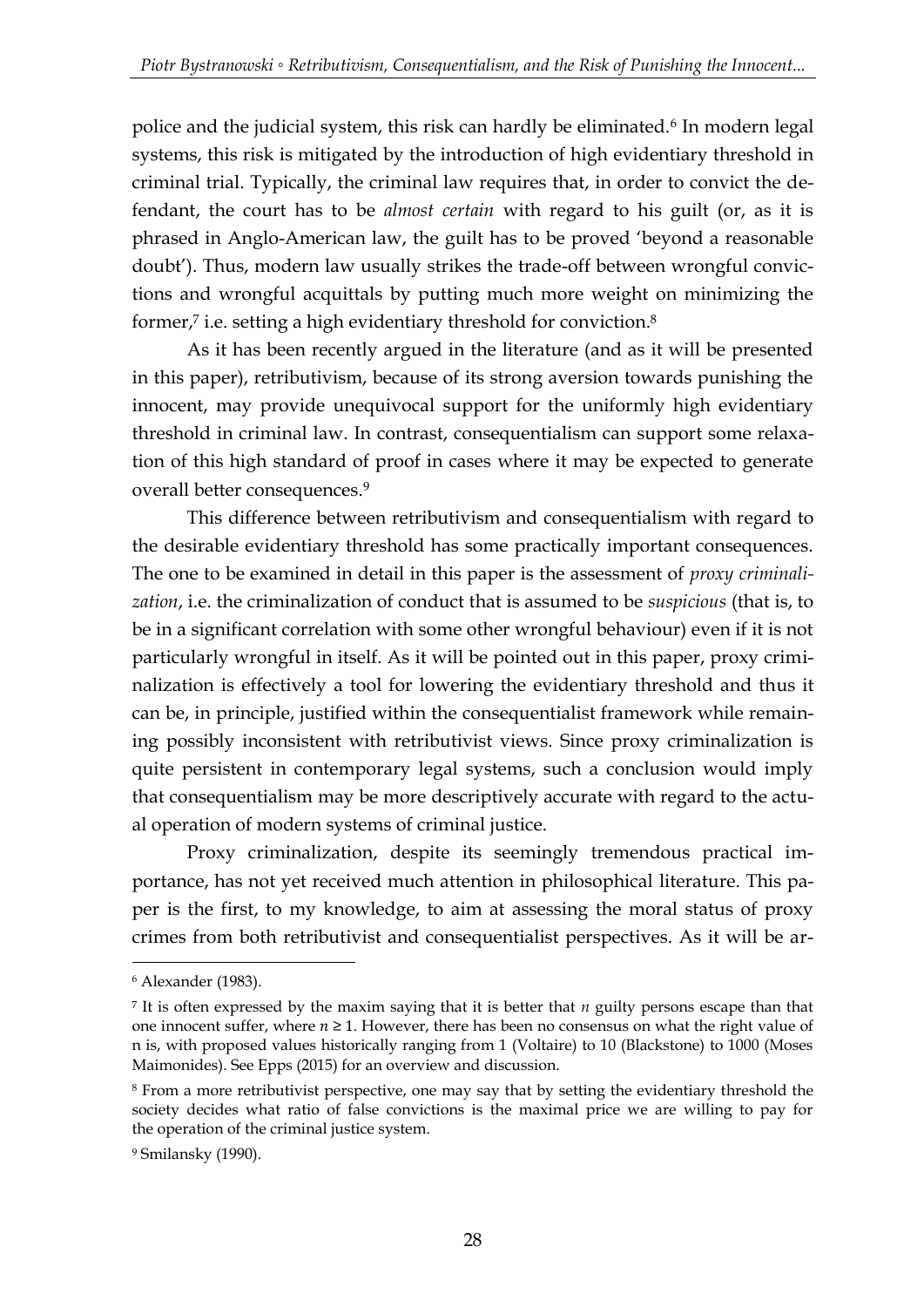police and the judicial system, this risk can hardly be eliminated.[6] In modern legal systems, this risk is mitigated by the introduction of high evidentiary threshold in criminal trial. Typically, the criminal law requires that, in order to convict the defendant, the court has to be *almost certain* with regard to his guilt (or, as it is phrased in Anglo-American law, the guilt has to be proved 'beyond a reasonable doubt'). Thus, modern law usually strikes the trade-off between wrongful convictions and wrongful acquittals by putting much more weight on minimizing the former,[7] i.e. setting a high evidentiary threshold for conviction.[8]

As it has been recently argued in the literature (and as it will be presented in this paper), retributivism, because of its strong aversion towards punishing the innocent, may provide unequivocal support for the uniformly high evidentiary threshold in criminal law. In contrast, consequentialism can support some relaxation of this high standard of proof in cases where it may be expected to generate overall better consequences.[9]

This difference between retributivism and consequentialism with regard to the desirable evidentiary threshold has some practically important consequences. The one to be examined in detail in this paper is the assessment of *proxy criminalization*, i.e. the criminalization of conduct that is assumed to be *suspicious* (that is, to be in a significant correlation with some other wrongful behaviour) even if it is not particularly wrongful in itself. As it will be pointed out in this paper, proxy criminalization is effectively a tool for lowering the evidentiary threshold and thus it can be, in principle, justified within the consequentialist framework while remaining possibly inconsistent with retributivist views. Since proxy criminalization is quite persistent in contemporary legal systems, such a conclusion would imply that consequentialism may be more descriptively accurate with regard to the actual operation of modern systems of criminal justice.

Proxy criminalization, despite its seemingly tremendous practical importance, has not yet received much attention in philosophical literature. This paper is the first, to my knowledge, to aim at assessing the moral status of proxy crimes from both retributivist and consequentialist perspectives. As it will be ar-

---

[6] Alexander (1983).

[7] It is often expressed by the maxim saying that it is better that $n$ guilty persons escape than that one innocent suffer, where $n \geq 1$. However, there has been no consensus on what the right value of n is, with proposed values historically ranging from 1 (Voltaire) to 10 (Blackstone) to 1000 (Moses Maimonides). See Epps (2015) for an overview and discussion.

[8] From a more retributivist perspective, one may say that by setting the evidentiary threshold the society decides what ratio of false convictions is the maximal price we are willing to pay for the operation of the criminal justice system.

[9] Smilansky (1990).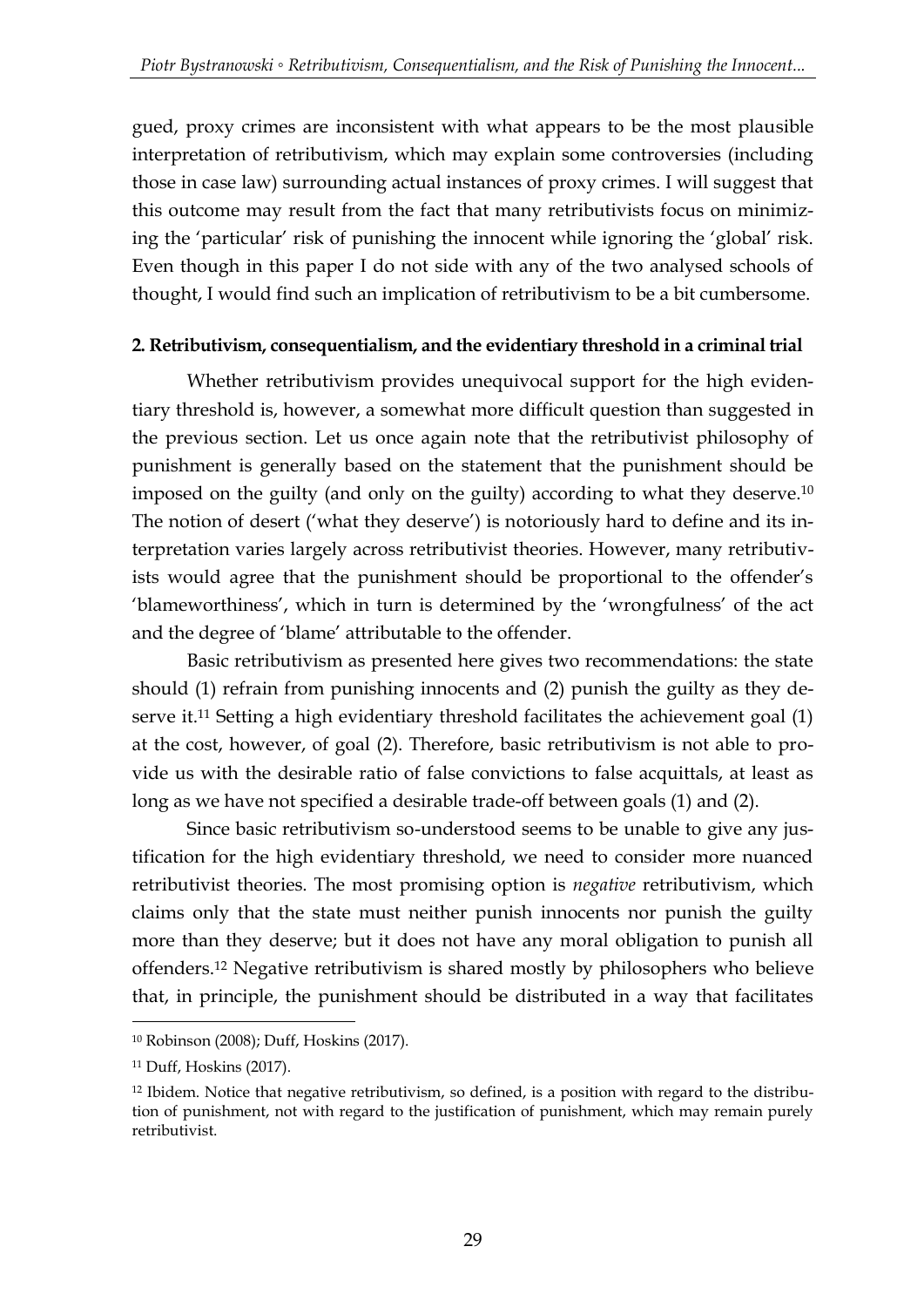gued, proxy crimes are inconsistent with what appears to be the most plausible interpretation of retributivism, which may explain some controversies (including those in case law) surrounding actual instances of proxy crimes. I will suggest that this outcome may result from the fact that many retributivists focus on minimizing the 'particular' risk of punishing the innocent while ignoring the 'global' risk. Even though in this paper I do not side with any of the two analysed schools of thought, I would find such an implication of retributivism to be a bit cumbersome.

## 2. Retributivism, consequentialism, and the evidentiary threshold in a criminal trial

Whether retributivism provides unequivocal support for the high evidentiary threshold is, however, a somewhat more difficult question than suggested in the previous section. Let us once again note that the retributivist philosophy of punishment is generally based on the statement that the punishment should be imposed on the guilty (and only on the guilty) according to what they deserve.[10] The notion of desert ('what they deserve') is notoriously hard to define and its interpretation varies largely across retributivist theories. However, many retributivists would agree that the punishment should be proportional to the offender's 'blameworthiness', which in turn is determined by the 'wrongfulness' of the act and the degree of 'blame' attributable to the offender.

Basic retributivism as presented here gives two recommendations: the state should (1) refrain from punishing innocents and (2) punish the guilty as they deserve it.[11] Setting a high evidentiary threshold facilitates the achievement goal (1) at the cost, however, of goal (2). Therefore, basic retributivism is not able to provide us with the desirable ratio of false convictions to false acquittals, at least as long as we have not specified a desirable trade-off between goals (1) and (2).

Since basic retributivism so-understood seems to be unable to give any justification for the high evidentiary threshold, we need to consider more nuanced retributivist theories. The most promising option is *negative* retributivism, which claims only that the state must neither punish innocents nor punish the guilty more than they deserve; but it does not have any moral obligation to punish all offenders.[12] Negative retributivism is shared mostly by philosophers who believe that, in principle, the punishment should be distributed in a way that facilitates

---

[10] Robinson (2008); Duff, Hoskins (2017).

[11] Duff, Hoskins (2017).

[12] Ibidem. Notice that negative retributivism, so defined, is a position with regard to the distribution of punishment, not with regard to the justification of punishment, which may remain purely retributivist.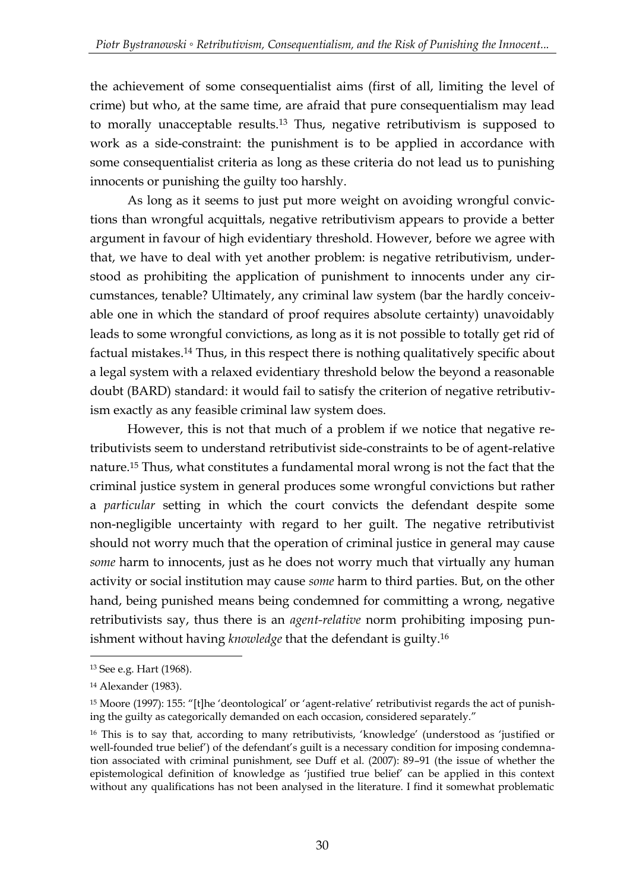the achievement of some consequentialist aims (first of all, limiting the level of crime) but who, at the same time, are afraid that pure consequentialism may lead to morally unacceptable results.[13] Thus, negative retributivism is supposed to work as a side-constraint: the punishment is to be applied in accordance with some consequentialist criteria as long as these criteria do not lead us to punishing innocents or punishing the guilty too harshly.

As long as it seems to just put more weight on avoiding wrongful convictions than wrongful acquittals, negative retributivism appears to provide a better argument in favour of high evidentiary threshold. However, before we agree with that, we have to deal with yet another problem: is negative retributivism, understood as prohibiting the application of punishment to innocents under any circumstances, tenable? Ultimately, any criminal law system (bar the hardly conceivable one in which the standard of proof requires absolute certainty) unavoidably leads to some wrongful convictions, as long as it is not possible to totally get rid of factual mistakes.[14] Thus, in this respect there is nothing qualitatively specific about a legal system with a relaxed evidentiary threshold below the beyond a reasonable doubt (BARD) standard: it would fail to satisfy the criterion of negative retributivism exactly as any feasible criminal law system does.

However, this is not that much of a problem if we notice that negative retributivists seem to understand retributivist side-constraints to be of agent-relative nature.[15] Thus, what constitutes a fundamental moral wrong is not the fact that the criminal justice system in general produces some wrongful convictions but rather a *particular* setting in which the court convicts the defendant despite some non-negligible uncertainty with regard to her guilt. The negative retributivist should not worry much that the operation of criminal justice in general may cause *some* harm to innocents, just as he does not worry much that virtually any human activity or social institution may cause *some* harm to third parties. But, on the other hand, being punished means being condemned for committing a wrong, negative retributivists say, thus there is an *agent-relative* norm prohibiting imposing punishment without having *knowledge* that the defendant is guilty.[16]

---

[13] See e.g. Hart (1968).

[14] Alexander (1983).

[15] Moore (1997): 155: "[t]he 'deontological' or 'agent-relative' retributivist regards the act of punishing the guilty as categorically demanded on each occasion, considered separately."

[16] This is to say that, according to many retributivists, 'knowledge' (understood as 'justified or well-founded true belief') of the defendant's guilt is a necessary condition for imposing condemnation associated with criminal punishment, see Duff et al. (2007): 89–91 (the issue of whether the epistemological definition of knowledge as 'justified true belief' can be applied in this context without any qualifications has not been analysed in the literature. I find it somewhat problematic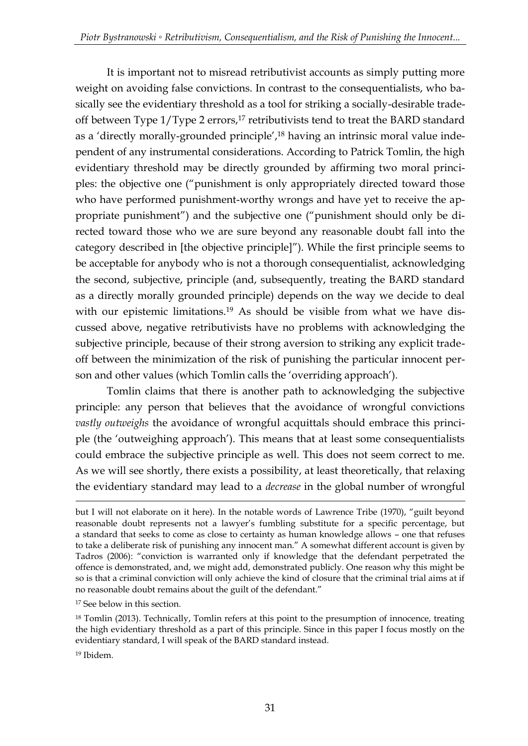It is important not to misread retributivist accounts as simply putting more weight on avoiding false convictions. In contrast to the consequentialists, who basically see the evidentiary threshold as a tool for striking a socially-desirable trade-off between Type 1/Type 2 errors,[17] retributivists tend to treat the BARD standard as a 'directly morally-grounded principle',[18] having an intrinsic moral value independent of any instrumental considerations. According to Patrick Tomlin, the high evidentiary threshold may be directly grounded by affirming two moral principles: the objective one ("punishment is only appropriately directed toward those who have performed punishment-worthy wrongs and have yet to receive the appropriate punishment") and the subjective one ("punishment should only be directed toward those who we are sure beyond any reasonable doubt fall into the category described in [the objective principle]"). While the first principle seems to be acceptable for anybody who is not a thorough consequentialist, acknowledging the second, subjective, principle (and, subsequently, treating the BARD standard as a directly morally grounded principle) depends on the way we decide to deal with our epistemic limitations.[19] As should be visible from what we have discussed above, negative retributivists have no problems with acknowledging the subjective principle, because of their strong aversion to striking any explicit trade-off between the minimization of the risk of punishing the particular innocent person and other values (which Tomlin calls the 'overriding approach').

Tomlin claims that there is another path to acknowledging the subjective principle: any person that believes that the avoidance of wrongful convictions *vastly outweighs* the avoidance of wrongful acquittals should embrace this principle (the 'outweighing approach'). This means that at least some consequentialists could embrace the subjective principle as well. This does not seem correct to me. As we will see shortly, there exists a possibility, at least theoretically, that relaxing the evidentiary standard may lead to a *decrease* in the global number of wrongful

but I will not elaborate on it here). In the notable words of Lawrence Tribe (1970), "guilt beyond reasonable doubt represents not a lawyer's fumbling substitute for a specific percentage, but a standard that seeks to come as close to certainty as human knowledge allows – one that refuses to take a deliberate risk of punishing any innocent man." A somewhat different account is given by Tadros (2006): "conviction is warranted only if knowledge that the defendant perpetrated the offence is demonstrated, and, we might add, demonstrated publicly. One reason why this might be so is that a criminal conviction will only achieve the kind of closure that the criminal trial aims at if no reasonable doubt remains about the guilt of the defendant."

[17] See below in this section.

[18] Tomlin (2013). Technically, Tomlin refers at this point to the presumption of innocence, treating the high evidentiary threshold as a part of this principle. Since in this paper I focus mostly on the evidentiary standard, I will speak of the BARD standard instead.

[19] Ibidem.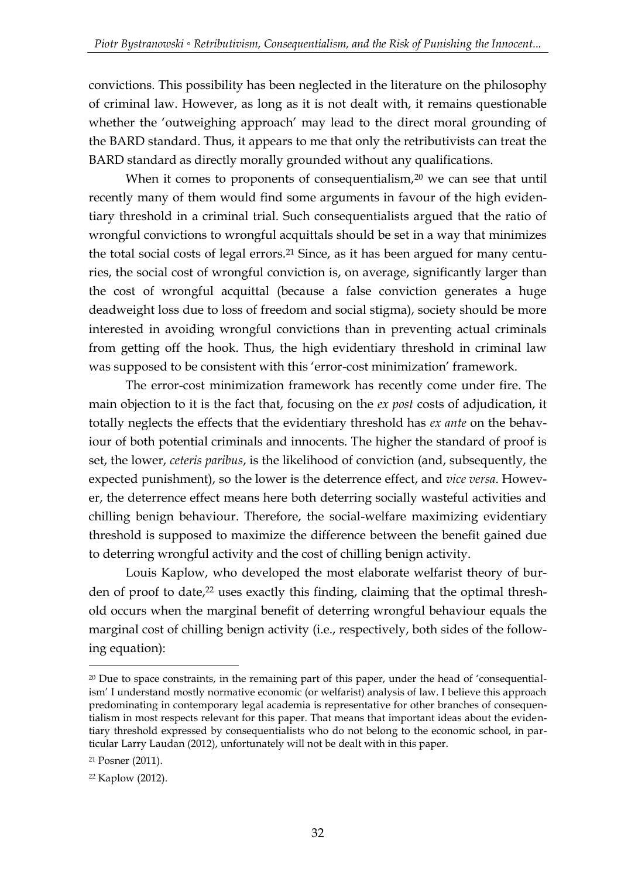convictions. This possibility has been neglected in the literature on the philosophy of criminal law. However, as long as it is not dealt with, it remains questionable whether the 'outweighing approach' may lead to the direct moral grounding of the BARD standard. Thus, it appears to me that only the retributivists can treat the BARD standard as directly morally grounded without any qualifications.

When it comes to proponents of consequentialism,[20] we can see that until recently many of them would find some arguments in favour of the high evidentiary threshold in a criminal trial. Such consequentialists argued that the ratio of wrongful convictions to wrongful acquittals should be set in a way that minimizes the total social costs of legal errors.[21] Since, as it has been argued for many centuries, the social cost of wrongful conviction is, on average, significantly larger than the cost of wrongful acquittal (because a false conviction generates a huge deadweight loss due to loss of freedom and social stigma), society should be more interested in avoiding wrongful convictions than in preventing actual criminals from getting off the hook. Thus, the high evidentiary threshold in criminal law was supposed to be consistent with this 'error-cost minimization' framework.

The error-cost minimization framework has recently come under fire. The main objection to it is the fact that, focusing on the *ex post* costs of adjudication, it totally neglects the effects that the evidentiary threshold has *ex ante* on the behaviour of both potential criminals and innocents. The higher the standard of proof is set, the lower, *ceteris paribus*, is the likelihood of conviction (and, subsequently, the expected punishment), so the lower is the deterrence effect, and *vice versa*. However, the deterrence effect means here both deterring socially wasteful activities and chilling benign behaviour. Therefore, the social-welfare maximizing evidentiary threshold is supposed to maximize the difference between the benefit gained due to deterring wrongful activity and the cost of chilling benign activity.

Louis Kaplow, who developed the most elaborate welfarist theory of burden of proof to date,[22] uses exactly this finding, claiming that the optimal threshold occurs when the marginal benefit of deterring wrongful behaviour equals the marginal cost of chilling benign activity (i.e., respectively, both sides of the following equation):

---

[20] Due to space constraints, in the remaining part of this paper, under the head of 'consequentialism' I understand mostly normative economic (or welfarist) analysis of law. I believe this approach predominating in contemporary legal academia is representative for other branches of consequentialism in most respects relevant for this paper. That means that important ideas about the evidentiary threshold expressed by consequentialists who do not belong to the economic school, in particular Larry Laudan (2012), unfortunately will not be dealt with in this paper.

[21] Posner (2011).

[22] Kaplow (2012).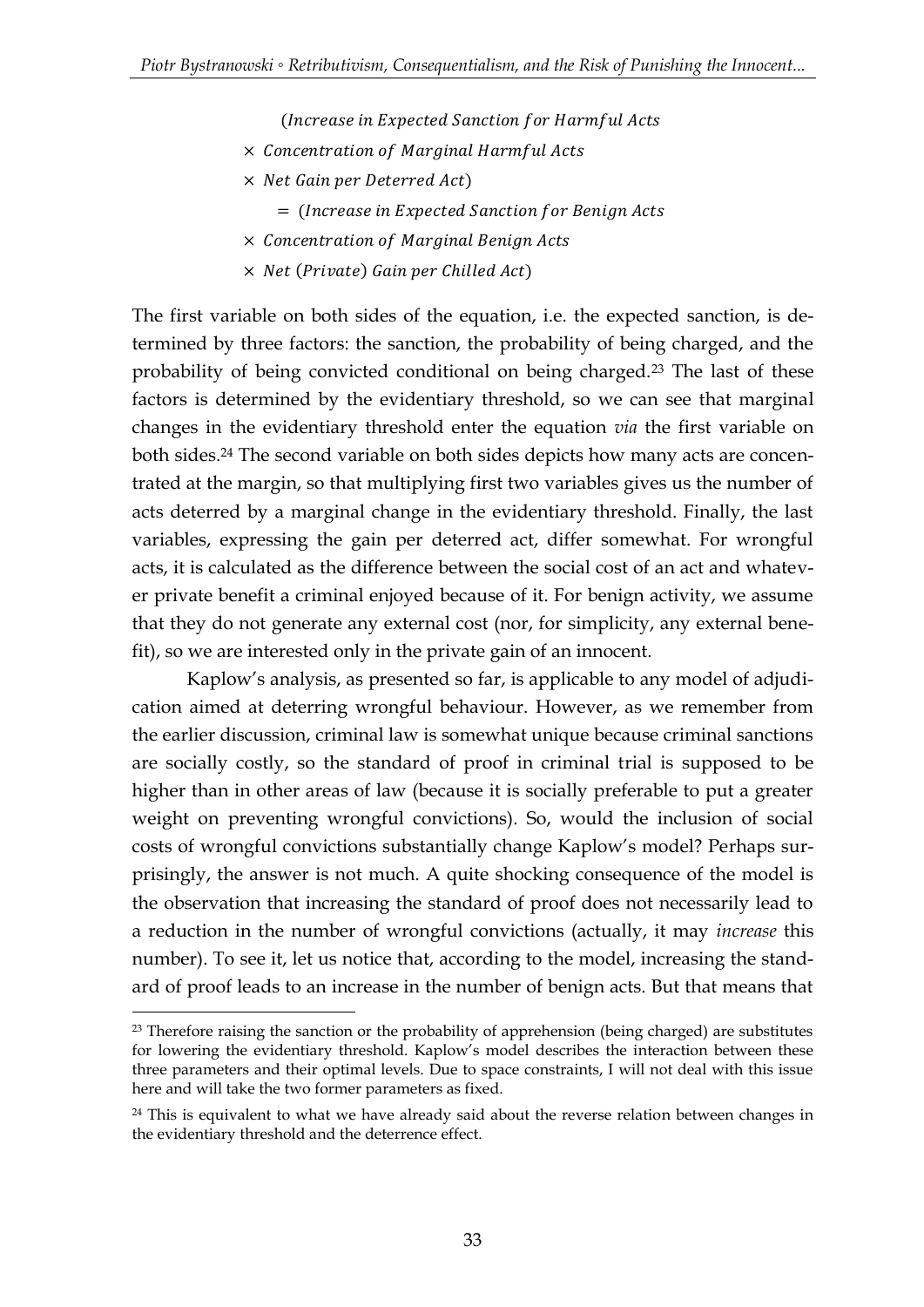$$
\begin{aligned}
&(\mathit{Increase\ in\ Expected\ Sanction\ for\ Harmful\ Acts}\\
&\times \mathit{Concentration\ of\ Marginal\ Harmful\ Acts}\\
&\times \mathit{Net\ Gain\ per\ Deterred\ Act})\\
&\qquad = (\mathit{Increase\ in\ Expected\ Sanction\ for\ Benign\ Acts}\\
&\times \mathit{Concentration\ of\ Marginal\ Benign\ Acts}\\
&\times \mathit{Net\ (Private)\ Gain\ per\ Chilled\ Act})
\end{aligned}
$$

The first variable on both sides of the equation, i.e. the expected sanction, is determined by three factors: the sanction, the probability of being charged, and the probability of being convicted conditional on being charged.[23] The last of these factors is determined by the evidentiary threshold, so we can see that marginal changes in the evidentiary threshold enter the equation *via* the first variable on both sides.[24] The second variable on both sides depicts how many acts are concentrated at the margin, so that multiplying first two variables gives us the number of acts deterred by a marginal change in the evidentiary threshold. Finally, the last variables, expressing the gain per deterred act, differ somewhat. For wrongful acts, it is calculated as the difference between the social cost of an act and whatever private benefit a criminal enjoyed because of it. For benign activity, we assume that they do not generate any external cost (nor, for simplicity, any external benefit), so we are interested only in the private gain of an innocent.

Kaplow's analysis, as presented so far, is applicable to any model of adjudication aimed at deterring wrongful behaviour. However, as we remember from the earlier discussion, criminal law is somewhat unique because criminal sanctions are socially costly, so the standard of proof in criminal trial is supposed to be higher than in other areas of law (because it is socially preferable to put a greater weight on preventing wrongful convictions). So, would the inclusion of social costs of wrongful convictions substantially change Kaplow's model? Perhaps surprisingly, the answer is not much. A quite shocking consequence of the model is the observation that increasing the standard of proof does not necessarily lead to a reduction in the number of wrongful convictions (actually, it may *increase* this number). To see it, let us notice that, according to the model, increasing the standard of proof leads to an increase in the number of benign acts. But that means that

[23] Therefore raising the sanction or the probability of apprehension (being charged) are substitutes for lowering the evidentiary threshold. Kaplow's model describes the interaction between these three parameters and their optimal levels. Due to space constraints, I will not deal with this issue here and will take the two former parameters as fixed.

[24] This is equivalent to what we have already said about the reverse relation between changes in the evidentiary threshold and the deterrence effect.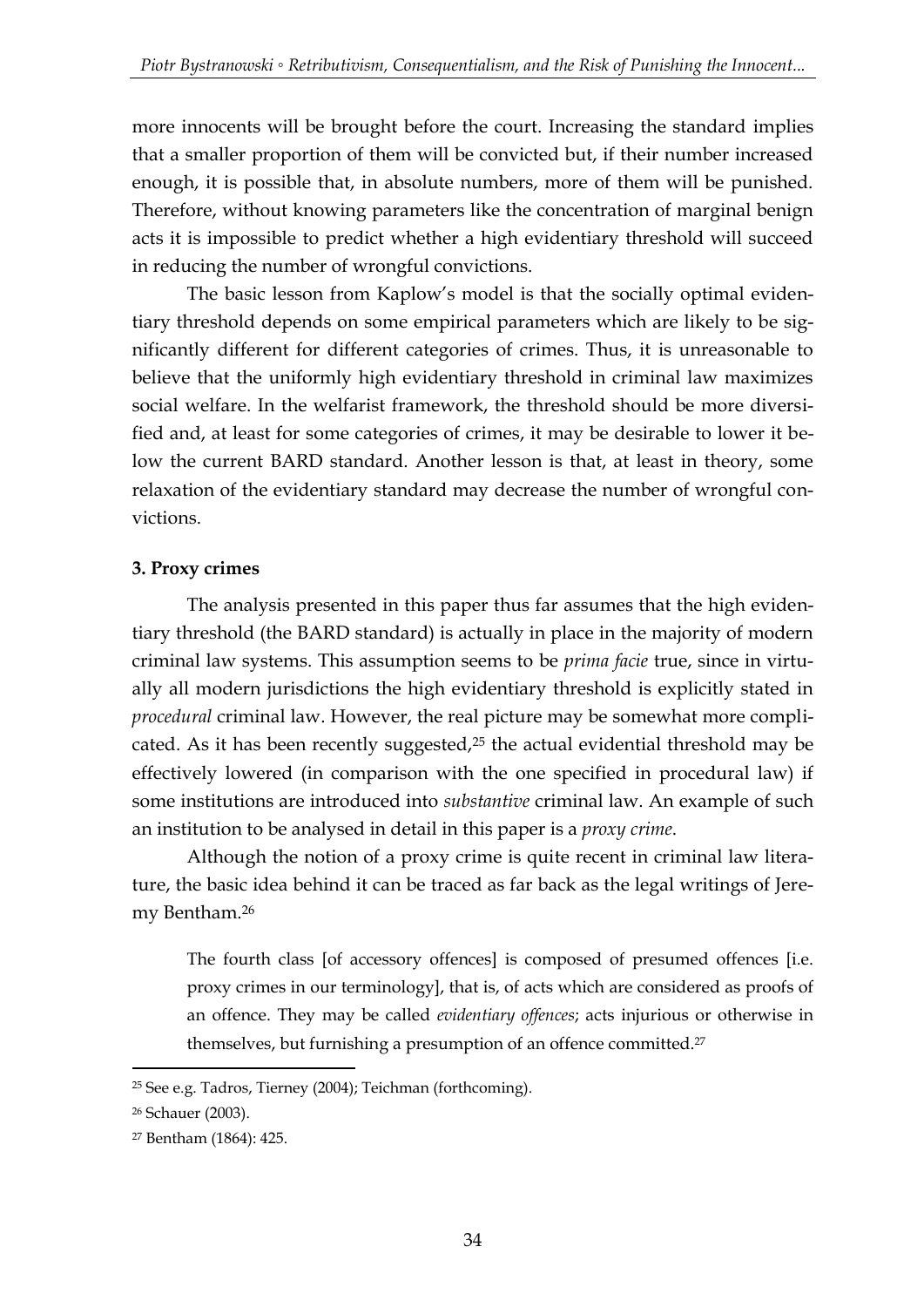more innocents will be brought before the court. Increasing the standard implies that a smaller proportion of them will be convicted but, if their number increased enough, it is possible that, in absolute numbers, more of them will be punished. Therefore, without knowing parameters like the concentration of marginal benign acts it is impossible to predict whether a high evidentiary threshold will succeed in reducing the number of wrongful convictions.

The basic lesson from Kaplow's model is that the socially optimal evidentiary threshold depends on some empirical parameters which are likely to be significantly different for different categories of crimes. Thus, it is unreasonable to believe that the uniformly high evidentiary threshold in criminal law maximizes social welfare. In the welfarist framework, the threshold should be more diversified and, at least for some categories of crimes, it may be desirable to lower it below the current BARD standard. Another lesson is that, at least in theory, some relaxation of the evidentiary standard may decrease the number of wrongful convictions.

### 3. Proxy crimes

The analysis presented in this paper thus far assumes that the high evidentiary threshold (the BARD standard) is actually in place in the majority of modern criminal law systems. This assumption seems to be *prima facie* true, since in virtually all modern jurisdictions the high evidentiary threshold is explicitly stated in *procedural* criminal law. However, the real picture may be somewhat more complicated. As it has been recently suggested,[25] the actual evidential threshold may be effectively lowered (in comparison with the one specified in procedural law) if some institutions are introduced into *substantive* criminal law. An example of such an institution to be analysed in detail in this paper is a *proxy crime*.

Although the notion of a proxy crime is quite recent in criminal law literature, the basic idea behind it can be traced as far back as the legal writings of Jeremy Bentham.[26]

> The fourth class [of accessory offences] is composed of presumed offences [i.e. proxy crimes in our terminology], that is, of acts which are considered as proofs of an offence. They may be called *evidentiary offences*; acts injurious or otherwise in themselves, but furnishing a presumption of an offence committed.[27]

[25] See e.g. Tadros, Tierney (2004); Teichman (forthcoming).

[26] Schauer (2003).

[27] Bentham (1864): 425.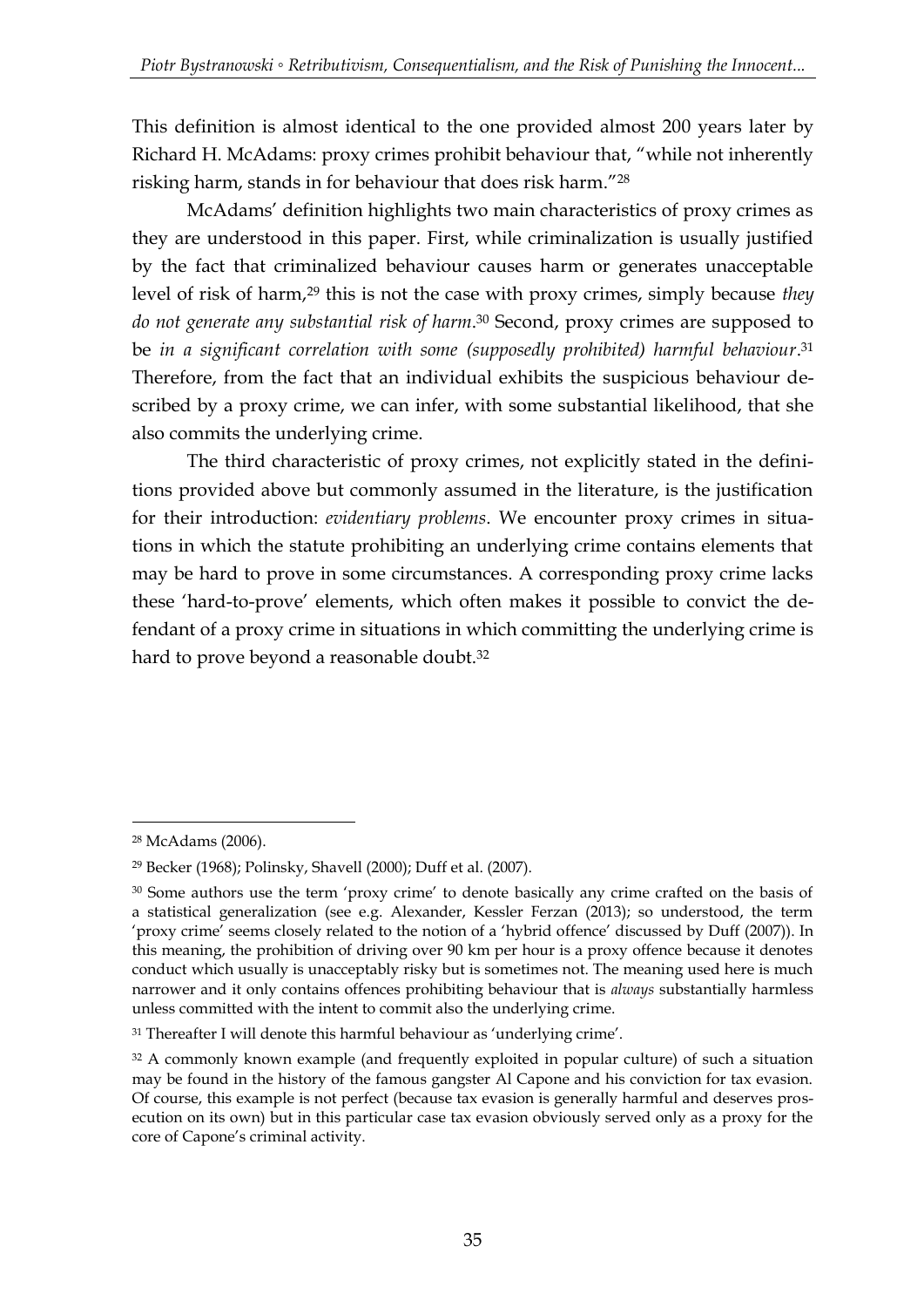This definition is almost identical to the one provided almost 200 years later by Richard H. McAdams: proxy crimes prohibit behaviour that, "while not inherently risking harm, stands in for behaviour that does risk harm."[28]

McAdams' definition highlights two main characteristics of proxy crimes as they are understood in this paper. First, while criminalization is usually justified by the fact that criminalized behaviour causes harm or generates unacceptable level of risk of harm,[29] this is not the case with proxy crimes, simply because *they do not generate any substantial risk of harm*.[30] Second, proxy crimes are supposed to be *in a significant correlation with some (supposedly prohibited) harmful behaviour*.[31] Therefore, from the fact that an individual exhibits the suspicious behaviour described by a proxy crime, we can infer, with some substantial likelihood, that she also commits the underlying crime.

The third characteristic of proxy crimes, not explicitly stated in the definitions provided above but commonly assumed in the literature, is the justification for their introduction: *evidentiary problems*. We encounter proxy crimes in situations in which the statute prohibiting an underlying crime contains elements that may be hard to prove in some circumstances. A corresponding proxy crime lacks these 'hard-to-prove' elements, which often makes it possible to convict the defendant of a proxy crime in situations in which committing the underlying crime is hard to prove beyond a reasonable doubt.[32]

---

[28] McAdams (2006).

[29] Becker (1968); Polinsky, Shavell (2000); Duff et al. (2007).

[30] Some authors use the term 'proxy crime' to denote basically any crime crafted on the basis of a statistical generalization (see e.g. Alexander, Kessler Ferzan (2013); so understood, the term 'proxy crime' seems closely related to the notion of a 'hybrid offence' discussed by Duff (2007)). In this meaning, the prohibition of driving over 90 km per hour is a proxy offence because it denotes conduct which usually is unacceptably risky but is sometimes not. The meaning used here is much narrower and it only contains offences prohibiting behaviour that is *always* substantially harmless unless committed with the intent to commit also the underlying crime.

[31] Thereafter I will denote this harmful behaviour as 'underlying crime'.

[32] A commonly known example (and frequently exploited in popular culture) of such a situation may be found in the history of the famous gangster Al Capone and his conviction for tax evasion. Of course, this example is not perfect (because tax evasion is generally harmful and deserves prosecution on its own) but in this particular case tax evasion obviously served only as a proxy for the core of Capone's criminal activity.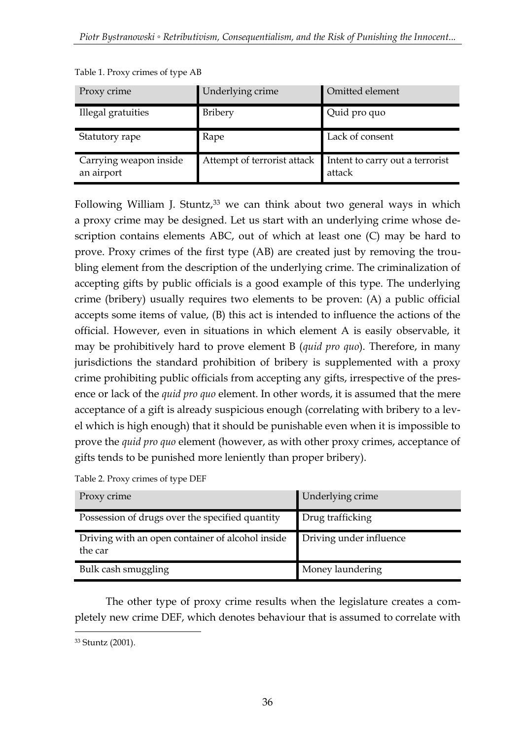Table 1. Proxy crimes of type AB

| Proxy crime | Underlying crime | Omitted element |
|---|---|---|
| Illegal gratuities | Bribery | Quid pro quo |
| Statutory rape | Rape | Lack of consent |
| Carrying weapon inside an airport | Attempt of terrorist attack | Intent to carry out a terrorist attack |

Following William J. Stuntz,[33] we can think about two general ways in which a proxy crime may be designed. Let us start with an underlying crime whose description contains elements ABC, out of which at least one (C) may be hard to prove. Proxy crimes of the first type (AB) are created just by removing the troubling element from the description of the underlying crime. The criminalization of accepting gifts by public officials is a good example of this type. The underlying crime (bribery) usually requires two elements to be proven: (A) a public official accepts some items of value, (B) this act is intended to influence the actions of the official. However, even in situations in which element A is easily observable, it may be prohibitively hard to prove element B (*quid pro quo*). Therefore, in many jurisdictions the standard prohibition of bribery is supplemented with a proxy crime prohibiting public officials from accepting any gifts, irrespective of the presence or lack of the *quid pro quo* element. In other words, it is assumed that the mere acceptance of a gift is already suspicious enough (correlating with bribery to a level which is high enough) that it should be punishable even when it is impossible to prove the *quid pro quo* element (however, as with other proxy crimes, acceptance of gifts tends to be punished more leniently than proper bribery).

Table 2. Proxy crimes of type DEF

| Proxy crime | Underlying crime |
|---|---|
| Possession of drugs over the specified quantity | Drug trafficking |
| Driving with an open container of alcohol inside the car | Driving under influence |
| Bulk cash smuggling | Money laundering |

The other type of proxy crime results when the legislature creates a completely new crime DEF, which denotes behaviour that is assumed to correlate with

[33] Stuntz (2001).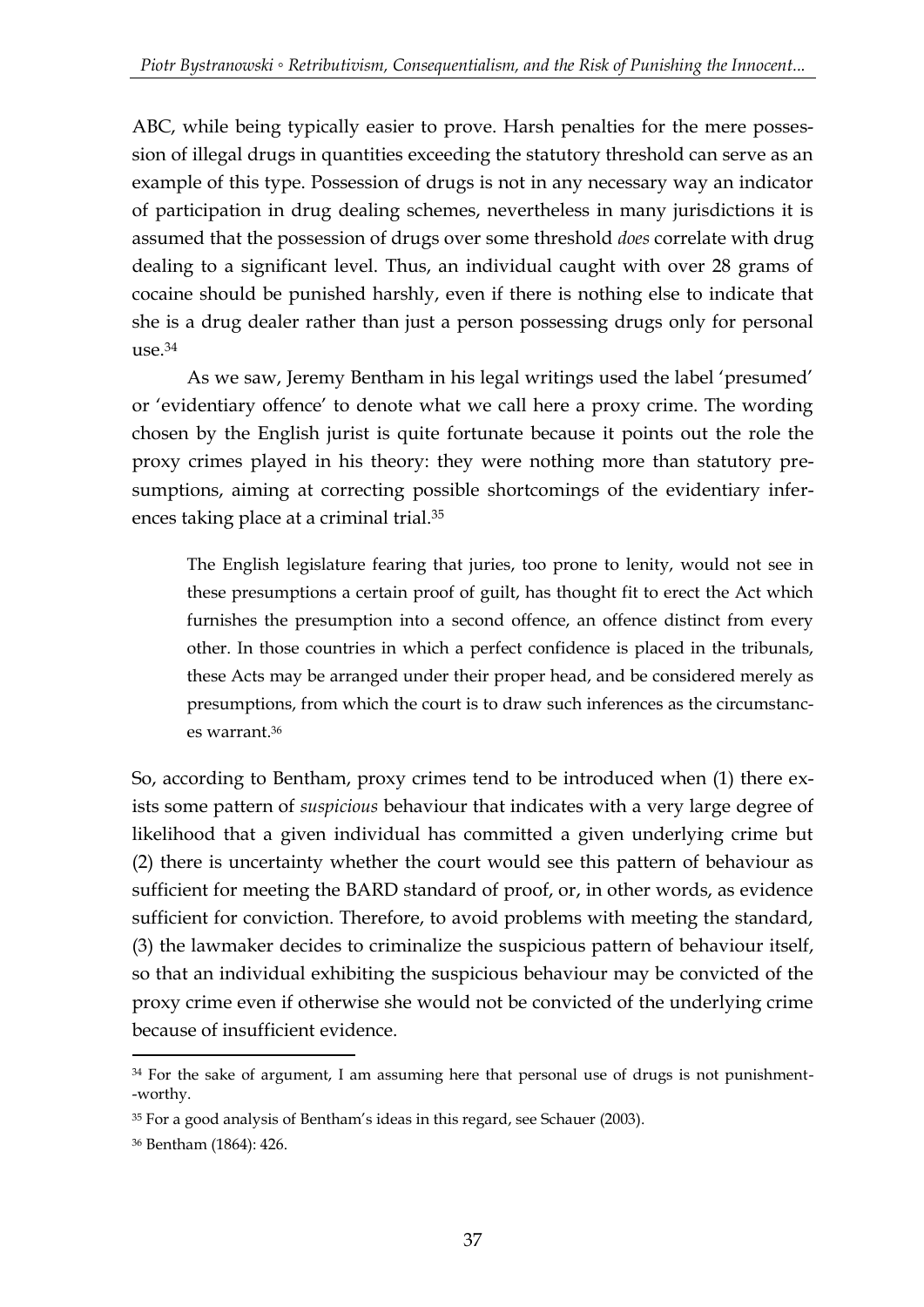ABC, while being typically easier to prove. Harsh penalties for the mere possession of illegal drugs in quantities exceeding the statutory threshold can serve as an example of this type. Possession of drugs is not in any necessary way an indicator of participation in drug dealing schemes, nevertheless in many jurisdictions it is assumed that the possession of drugs over some threshold *does* correlate with drug dealing to a significant level. Thus, an individual caught with over 28 grams of cocaine should be punished harshly, even if there is nothing else to indicate that she is a drug dealer rather than just a person possessing drugs only for personal use.[34]

As we saw, Jeremy Bentham in his legal writings used the label 'presumed' or 'evidentiary offence' to denote what we call here a proxy crime. The wording chosen by the English jurist is quite fortunate because it points out the role the proxy crimes played in his theory: they were nothing more than statutory presumptions, aiming at correcting possible shortcomings of the evidentiary inferences taking place at a criminal trial.[35]

> The English legislature fearing that juries, too prone to lenity, would not see in these presumptions a certain proof of guilt, has thought fit to erect the Act which furnishes the presumption into a second offence, an offence distinct from every other. In those countries in which a perfect confidence is placed in the tribunals, these Acts may be arranged under their proper head, and be considered merely as presumptions, from which the court is to draw such inferences as the circumstances warrant.[36]

So, according to Bentham, proxy crimes tend to be introduced when (1) there exists some pattern of *suspicious* behaviour that indicates with a very large degree of likelihood that a given individual has committed a given underlying crime but (2) there is uncertainty whether the court would see this pattern of behaviour as sufficient for meeting the BARD standard of proof, or, in other words, as evidence sufficient for conviction. Therefore, to avoid problems with meeting the standard, (3) the lawmaker decides to criminalize the suspicious pattern of behaviour itself, so that an individual exhibiting the suspicious behaviour may be convicted of the proxy crime even if otherwise she would not be convicted of the underlying crime because of insufficient evidence.

---

[34] For the sake of argument, I am assuming here that personal use of drugs is not punishment-worthy.

[35] For a good analysis of Bentham's ideas in this regard, see Schauer (2003).

[36] Bentham (1864): 426.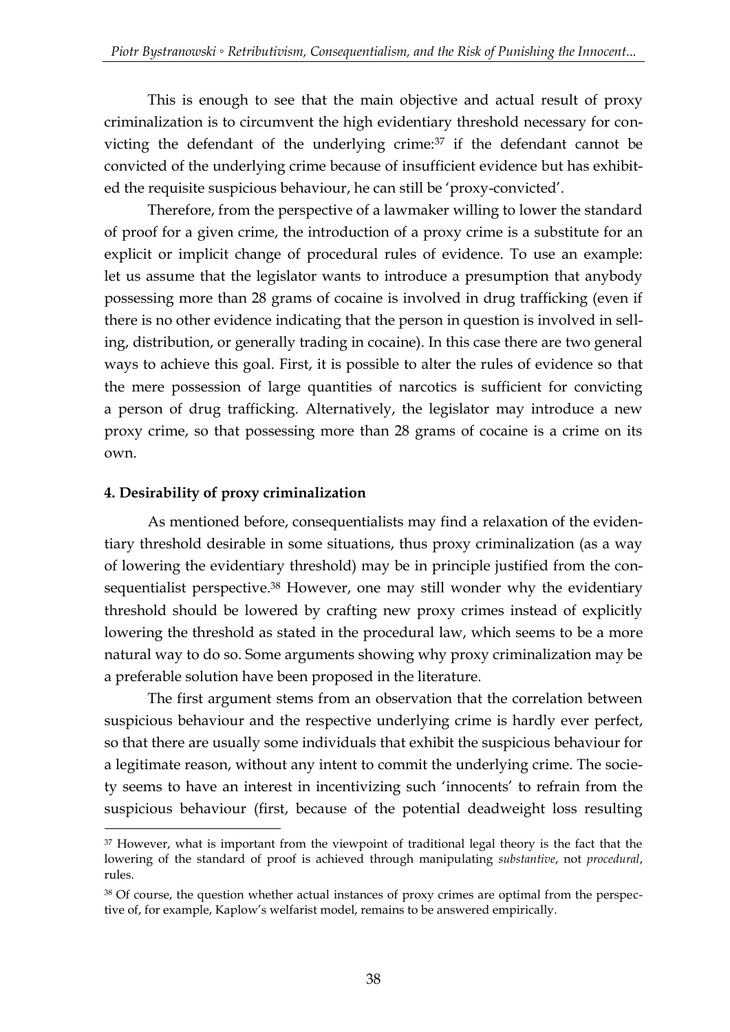This is enough to see that the main objective and actual result of proxy criminalization is to circumvent the high evidentiary threshold necessary for convicting the defendant of the underlying crime:[37] if the defendant cannot be convicted of the underlying crime because of insufficient evidence but has exhibited the requisite suspicious behaviour, he can still be 'proxy-convicted'.

Therefore, from the perspective of a lawmaker willing to lower the standard of proof for a given crime, the introduction of a proxy crime is a substitute for an explicit or implicit change of procedural rules of evidence. To use an example: let us assume that the legislator wants to introduce a presumption that anybody possessing more than 28 grams of cocaine is involved in drug trafficking (even if there is no other evidence indicating that the person in question is involved in selling, distribution, or generally trading in cocaine). In this case there are two general ways to achieve this goal. First, it is possible to alter the rules of evidence so that the mere possession of large quantities of narcotics is sufficient for convicting a person of drug trafficking. Alternatively, the legislator may introduce a new proxy crime, so that possessing more than 28 grams of cocaine is a crime on its own.

### 4. Desirability of proxy criminalization

As mentioned before, consequentialists may find a relaxation of the evidentiary threshold desirable in some situations, thus proxy criminalization (as a way of lowering the evidentiary threshold) may be in principle justified from the consequentialist perspective.[38] However, one may still wonder why the evidentiary threshold should be lowered by crafting new proxy crimes instead of explicitly lowering the threshold as stated in the procedural law, which seems to be a more natural way to do so. Some arguments showing why proxy criminalization may be a preferable solution have been proposed in the literature.

The first argument stems from an observation that the correlation between suspicious behaviour and the respective underlying crime is hardly ever perfect, so that there are usually some individuals that exhibit the suspicious behaviour for a legitimate reason, without any intent to commit the underlying crime. The society seems to have an interest in incentivizing such 'innocents' to refrain from the suspicious behaviour (first, because of the potential deadweight loss resulting

---

[37] However, what is important from the viewpoint of traditional legal theory is the fact that the lowering of the standard of proof is achieved through manipulating *substantive*, not *procedural*, rules.

[38] Of course, the question whether actual instances of proxy crimes are optimal from the perspective of, for example, Kaplow's welfarist model, remains to be answered empirically.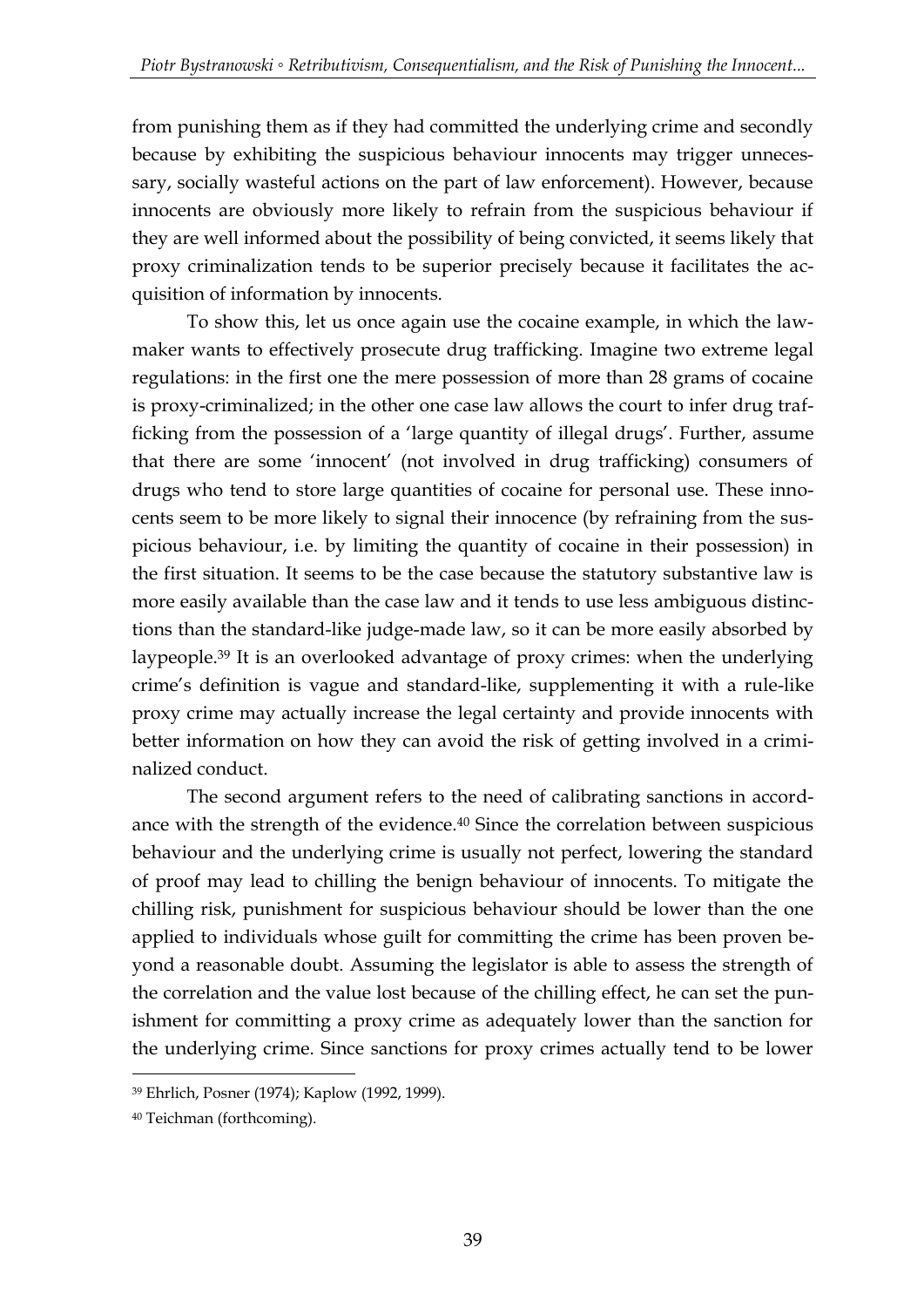from punishing them as if they had committed the underlying crime and secondly because by exhibiting the suspicious behaviour innocents may trigger unnecessary, socially wasteful actions on the part of law enforcement). However, because innocents are obviously more likely to refrain from the suspicious behaviour if they are well informed about the possibility of being convicted, it seems likely that proxy criminalization tends to be superior precisely because it facilitates the acquisition of information by innocents.

To show this, let us once again use the cocaine example, in which the lawmaker wants to effectively prosecute drug trafficking. Imagine two extreme legal regulations: in the first one the mere possession of more than 28 grams of cocaine is proxy-criminalized; in the other one case law allows the court to infer drug trafficking from the possession of a 'large quantity of illegal drugs'. Further, assume that there are some 'innocent' (not involved in drug trafficking) consumers of drugs who tend to store large quantities of cocaine for personal use. These innocents seem to be more likely to signal their innocence (by refraining from the suspicious behaviour, i.e. by limiting the quantity of cocaine in their possession) in the first situation. It seems to be the case because the statutory substantive law is more easily available than the case law and it tends to use less ambiguous distinctions than the standard-like judge-made law, so it can be more easily absorbed by laypeople.[39] It is an overlooked advantage of proxy crimes: when the underlying crime's definition is vague and standard-like, supplementing it with a rule-like proxy crime may actually increase the legal certainty and provide innocents with better information on how they can avoid the risk of getting involved in a criminalized conduct.

The second argument refers to the need of calibrating sanctions in accordance with the strength of the evidence.[40] Since the correlation between suspicious behaviour and the underlying crime is usually not perfect, lowering the standard of proof may lead to chilling the benign behaviour of innocents. To mitigate the chilling risk, punishment for suspicious behaviour should be lower than the one applied to individuals whose guilt for committing the crime has been proven beyond a reasonable doubt. Assuming the legislator is able to assess the strength of the correlation and the value lost because of the chilling effect, he can set the punishment for committing a proxy crime as adequately lower than the sanction for the underlying crime. Since sanctions for proxy crimes actually tend to be lower

---

[39] Ehrlich, Posner (1974); Kaplow (1992, 1999).

[40] Teichman (forthcoming).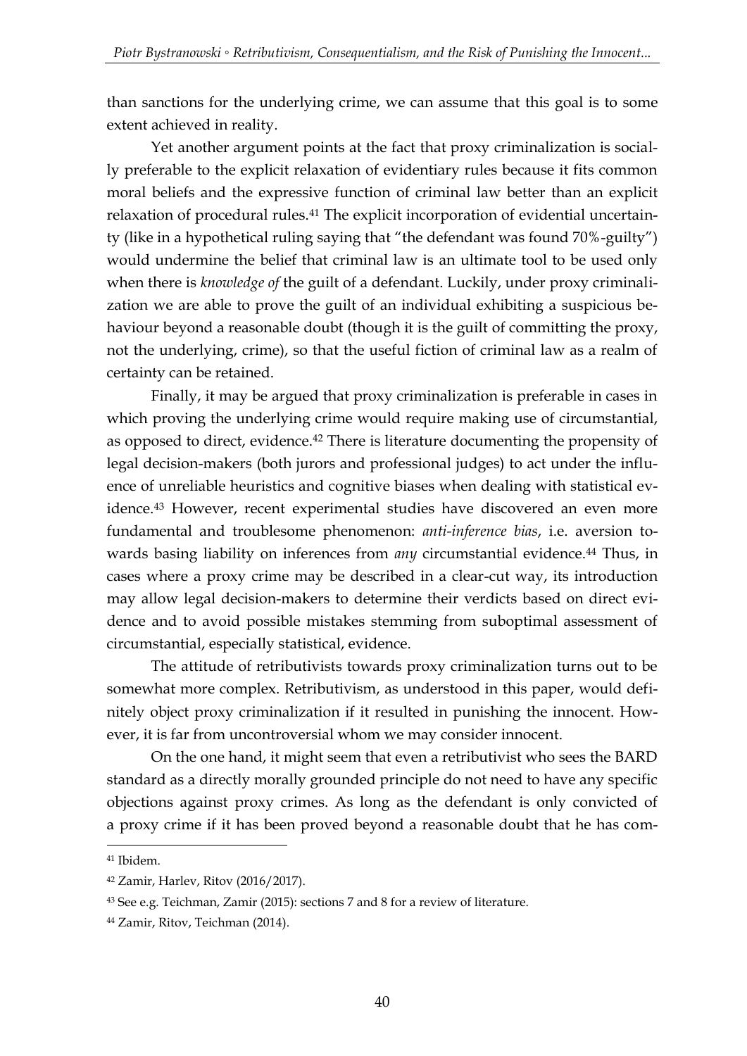than sanctions for the underlying crime, we can assume that this goal is to some extent achieved in reality.

Yet another argument points at the fact that proxy criminalization is socially preferable to the explicit relaxation of evidentiary rules because it fits common moral beliefs and the expressive function of criminal law better than an explicit relaxation of procedural rules.[41] The explicit incorporation of evidential uncertainty (like in a hypothetical ruling saying that "the defendant was found 70%-guilty") would undermine the belief that criminal law is an ultimate tool to be used only when there is *knowledge of* the guilt of a defendant. Luckily, under proxy criminalization we are able to prove the guilt of an individual exhibiting a suspicious behaviour beyond a reasonable doubt (though it is the guilt of committing the proxy, not the underlying, crime), so that the useful fiction of criminal law as a realm of certainty can be retained.

Finally, it may be argued that proxy criminalization is preferable in cases in which proving the underlying crime would require making use of circumstantial, as opposed to direct, evidence.[42] There is literature documenting the propensity of legal decision-makers (both jurors and professional judges) to act under the influence of unreliable heuristics and cognitive biases when dealing with statistical evidence.[43] However, recent experimental studies have discovered an even more fundamental and troublesome phenomenon: *anti-inference bias*, i.e. aversion towards basing liability on inferences from *any* circumstantial evidence.[44] Thus, in cases where a proxy crime may be described in a clear-cut way, its introduction may allow legal decision-makers to determine their verdicts based on direct evidence and to avoid possible mistakes stemming from suboptimal assessment of circumstantial, especially statistical, evidence.

The attitude of retributivists towards proxy criminalization turns out to be somewhat more complex. Retributivism, as understood in this paper, would definitely object proxy criminalization if it resulted in punishing the innocent. However, it is far from uncontroversial whom we may consider innocent.

On the one hand, it might seem that even a retributivist who sees the BARD standard as a directly morally grounded principle do not need to have any specific objections against proxy crimes. As long as the defendant is only convicted of a proxy crime if it has been proved beyond a reasonable doubt that he has com-

---

[41] Ibidem.

[42] Zamir, Harlev, Ritov (2016/2017).

[43] See e.g. Teichman, Zamir (2015): sections 7 and 8 for a review of literature.

[44] Zamir, Ritov, Teichman (2014).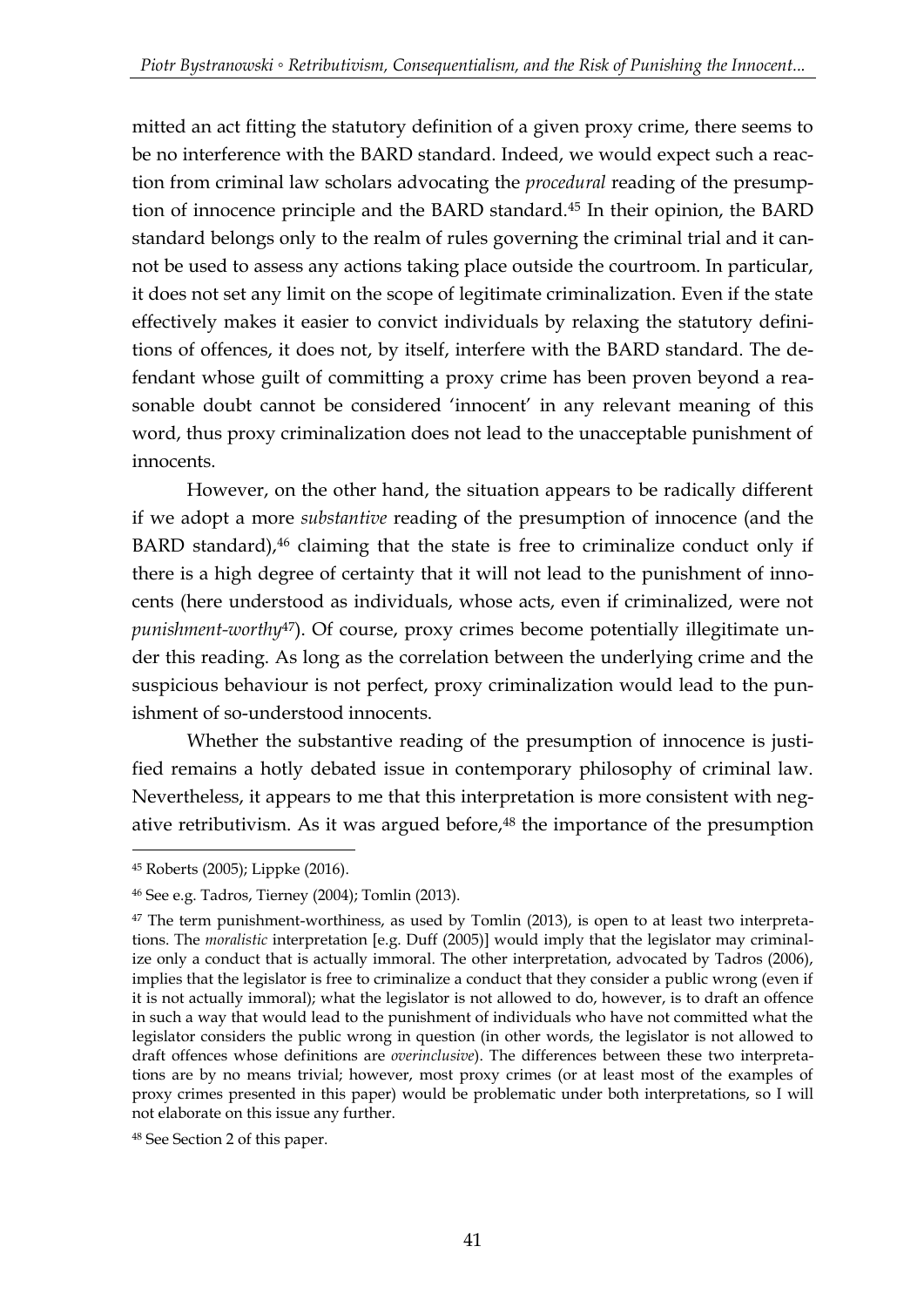mitted an act fitting the statutory definition of a given proxy crime, there seems to be no interference with the BARD standard. Indeed, we would expect such a reaction from criminal law scholars advocating the *procedural* reading of the presumption of innocence principle and the BARD standard.[45] In their opinion, the BARD standard belongs only to the realm of rules governing the criminal trial and it cannot be used to assess any actions taking place outside the courtroom. In particular, it does not set any limit on the scope of legitimate criminalization. Even if the state effectively makes it easier to convict individuals by relaxing the statutory definitions of offences, it does not, by itself, interfere with the BARD standard. The defendant whose guilt of committing a proxy crime has been proven beyond a reasonable doubt cannot be considered 'innocent' in any relevant meaning of this word, thus proxy criminalization does not lead to the unacceptable punishment of innocents.

However, on the other hand, the situation appears to be radically different if we adopt a more *substantive* reading of the presumption of innocence (and the BARD standard),[46] claiming that the state is free to criminalize conduct only if there is a high degree of certainty that it will not lead to the punishment of innocents (here understood as individuals, whose acts, even if criminalized, were not *punishment-worthy*[47]). Of course, proxy crimes become potentially illegitimate under this reading. As long as the correlation between the underlying crime and the suspicious behaviour is not perfect, proxy criminalization would lead to the punishment of so-understood innocents.

Whether the substantive reading of the presumption of innocence is justified remains a hotly debated issue in contemporary philosophy of criminal law. Nevertheless, it appears to me that this interpretation is more consistent with negative retributivism. As it was argued before,[48] the importance of the presumption

---

[45] Roberts (2005); Lippke (2016).

[46] See e.g. Tadros, Tierney (2004); Tomlin (2013).

[47] The term punishment-worthiness, as used by Tomlin (2013), is open to at least two interpretations. The *moralistic* interpretation [e.g. Duff (2005)] would imply that the legislator may criminalize only a conduct that is actually immoral. The other interpretation, advocated by Tadros (2006), implies that the legislator is free to criminalize a conduct that they consider a public wrong (even if it is not actually immoral); what the legislator is not allowed to do, however, is to draft an offence in such a way that would lead to the punishment of individuals who have not committed what the legislator considers the public wrong in question (in other words, the legislator is not allowed to draft offences whose definitions are *overinclusive*). The differences between these two interpretations are by no means trivial; however, most proxy crimes (or at least most of the examples of proxy crimes presented in this paper) would be problematic under both interpretations, so I will not elaborate on this issue any further.

[48] See Section 2 of this paper.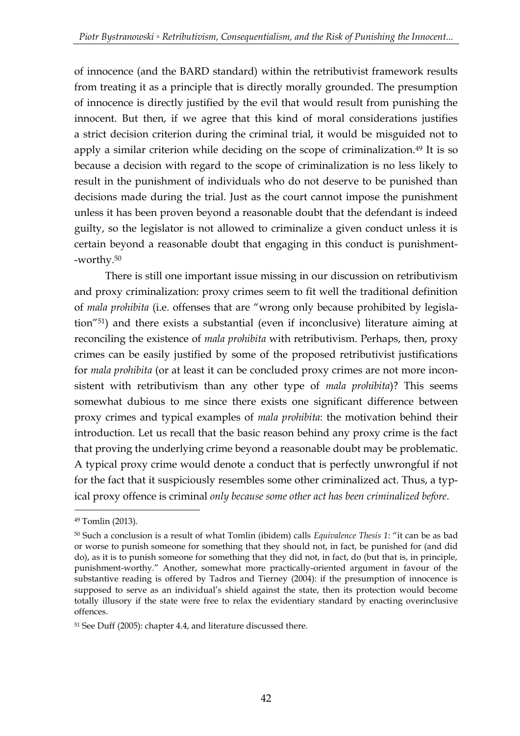of innocence (and the BARD standard) within the retributivist framework results from treating it as a principle that is directly morally grounded. The presumption of innocence is directly justified by the evil that would result from punishing the innocent. But then, if we agree that this kind of moral considerations justifies a strict decision criterion during the criminal trial, it would be misguided not to apply a similar criterion while deciding on the scope of criminalization.[49] It is so because a decision with regard to the scope of criminalization is no less likely to result in the punishment of individuals who do not deserve to be punished than decisions made during the trial. Just as the court cannot impose the punishment unless it has been proven beyond a reasonable doubt that the defendant is indeed guilty, so the legislator is not allowed to criminalize a given conduct unless it is certain beyond a reasonable doubt that engaging in this conduct is punishment--worthy.[50]

There is still one important issue missing in our discussion on retributivism and proxy criminalization: proxy crimes seem to fit well the traditional definition of *mala prohibita* (i.e. offenses that are "wrong only because prohibited by legislation"[51]) and there exists a substantial (even if inconclusive) literature aiming at reconciling the existence of *mala prohibita* with retributivism. Perhaps, then, proxy crimes can be easily justified by some of the proposed retributivist justifications for *mala prohibita* (or at least it can be concluded proxy crimes are not more inconsistent with retributivism than any other type of *mala prohibita*)? This seems somewhat dubious to me since there exists one significant difference between proxy crimes and typical examples of *mala prohibita*: the motivation behind their introduction. Let us recall that the basic reason behind any proxy crime is the fact that proving the underlying crime beyond a reasonable doubt may be problematic. A typical proxy crime would denote a conduct that is perfectly unwrongful if not for the fact that it suspiciously resembles some other criminalized act. Thus, a typical proxy offence is criminal *only because some other act has been criminalized before*.

---

[49] Tomlin (2013).

[50] Such a conclusion is a result of what Tomlin (ibidem) calls *Equivalence Thesis 1*: "it can be as bad or worse to punish someone for something that they should not, in fact, be punished for (and did do), as it is to punish someone for something that they did not, in fact, do (but that is, in principle, punishment-worthy." Another, somewhat more practically-oriented argument in favour of the substantive reading is offered by Tadros and Tierney (2004): if the presumption of innocence is supposed to serve as an individual's shield against the state, then its protection would become totally illusory if the state were free to relax the evidentiary standard by enacting overinclusive offences.

[51] See Duff (2005): chapter 4.4, and literature discussed there.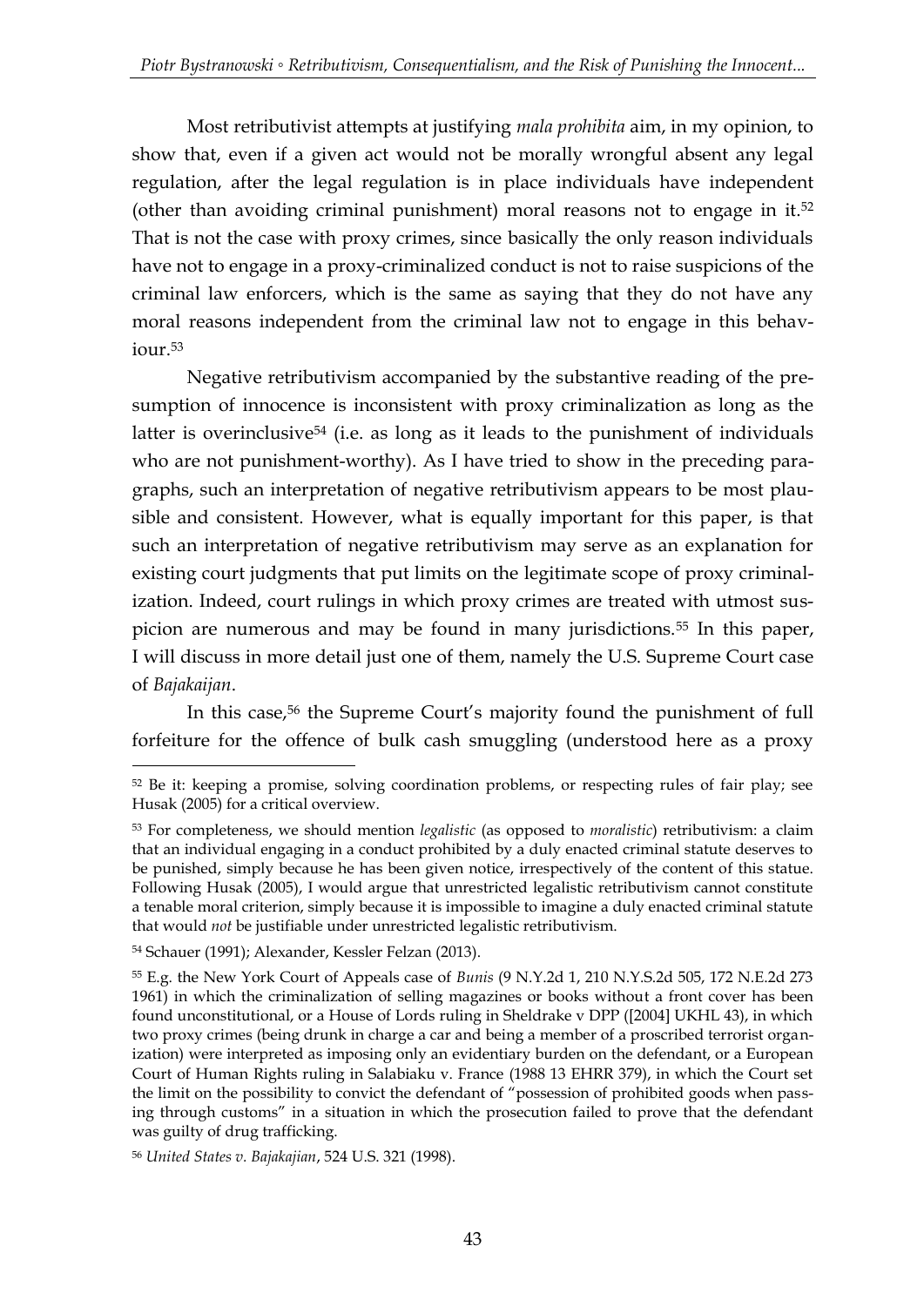Most retributivist attempts at justifying *mala prohibita* aim, in my opinion, to show that, even if a given act would not be morally wrongful absent any legal regulation, after the legal regulation is in place individuals have independent (other than avoiding criminal punishment) moral reasons not to engage in it.[52] That is not the case with proxy crimes, since basically the only reason individuals have not to engage in a proxy-criminalized conduct is not to raise suspicions of the criminal law enforcers, which is the same as saying that they do not have any moral reasons independent from the criminal law not to engage in this behaviour.[53]

Negative retributivism accompanied by the substantive reading of the presumption of innocence is inconsistent with proxy criminalization as long as the latter is overinclusive[54] (i.e. as long as it leads to the punishment of individuals who are not punishment-worthy). As I have tried to show in the preceding paragraphs, such an interpretation of negative retributivism appears to be most plausible and consistent. However, what is equally important for this paper, is that such an interpretation of negative retributivism may serve as an explanation for existing court judgments that put limits on the legitimate scope of proxy criminalization. Indeed, court rulings in which proxy crimes are treated with utmost suspicion are numerous and may be found in many jurisdictions.[55] In this paper, I will discuss in more detail just one of them, namely the U.S. Supreme Court case of *Bajakaijan*.

In this case,[56] the Supreme Court's majority found the punishment of full forfeiture for the offence of bulk cash smuggling (understood here as a proxy

---

[52] Be it: keeping a promise, solving coordination problems, or respecting rules of fair play; see Husak (2005) for a critical overview.

[53] For completeness, we should mention *legalistic* (as opposed to *moralistic*) retributivism: a claim that an individual engaging in a conduct prohibited by a duly enacted criminal statute deserves to be punished, simply because he has been given notice, irrespectively of the content of this statue. Following Husak (2005), I would argue that unrestricted legalistic retributivism cannot constitute a tenable moral criterion, simply because it is impossible to imagine a duly enacted criminal statute that would *not* be justifiable under unrestricted legalistic retributivism.

[54] Schauer (1991); Alexander, Kessler Felzan (2013).

[55] E.g. the New York Court of Appeals case of *Bunis* (9 N.Y.2d 1, 210 N.Y.S.2d 505, 172 N.E.2d 273 1961) in which the criminalization of selling magazines or books without a front cover has been found unconstitutional, or a House of Lords ruling in Sheldrake v DPP ([2004] UKHL 43), in which two proxy crimes (being drunk in charge a car and being a member of a proscribed terrorist organization) were interpreted as imposing only an evidentiary burden on the defendant, or a European Court of Human Rights ruling in Salabiaku v. France (1988 13 EHRR 379), in which the Court set the limit on the possibility to convict the defendant of "possession of prohibited goods when passing through customs" in a situation in which the prosecution failed to prove that the defendant was guilty of drug trafficking.

[56] *United States v. Bajakajian*, 524 U.S. 321 (1998).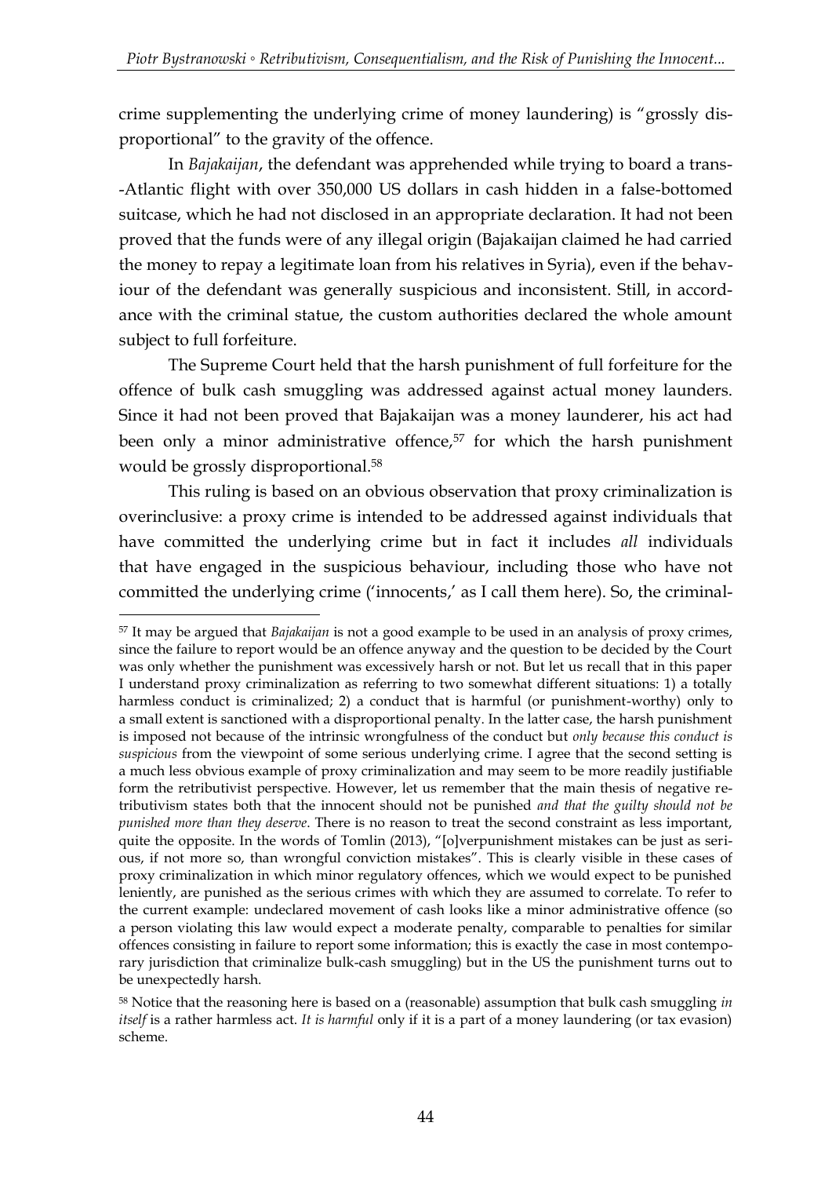crime supplementing the underlying crime of money laundering) is "grossly disproportional" to the gravity of the offence.

In *Bajakaijan*, the defendant was apprehended while trying to board a trans-Atlantic flight with over 350,000 US dollars in cash hidden in a false-bottomed suitcase, which he had not disclosed in an appropriate declaration. It had not been proved that the funds were of any illegal origin (Bajakaijan claimed he had carried the money to repay a legitimate loan from his relatives in Syria), even if the behaviour of the defendant was generally suspicious and inconsistent. Still, in accordance with the criminal statue, the custom authorities declared the whole amount subject to full forfeiture.

The Supreme Court held that the harsh punishment of full forfeiture for the offence of bulk cash smuggling was addressed against actual money launders. Since it had not been proved that Bajakaijan was a money launderer, his act had been only a minor administrative offence,[57] for which the harsh punishment would be grossly disproportional.[58]

This ruling is based on an obvious observation that proxy criminalization is overinclusive: a proxy crime is intended to be addressed against individuals that have committed the underlying crime but in fact it includes *all* individuals that have engaged in the suspicious behaviour, including those who have not committed the underlying crime ('innocents,' as I call them here). So, the criminal-

---

[57] It may be argued that *Bajakaijan* is not a good example to be used in an analysis of proxy crimes, since the failure to report would be an offence anyway and the question to be decided by the Court was only whether the punishment was excessively harsh or not. But let us recall that in this paper I understand proxy criminalization as referring to two somewhat different situations: 1) a totally harmless conduct is criminalized; 2) a conduct that is harmful (or punishment-worthy) only to a small extent is sanctioned with a disproportional penalty. In the latter case, the harsh punishment is imposed not because of the intrinsic wrongfulness of the conduct but *only because this conduct is suspicious* from the viewpoint of some serious underlying crime. I agree that the second setting is a much less obvious example of proxy criminalization and may seem to be more readily justifiable form the retributivist perspective. However, let us remember that the main thesis of negative retributivism states both that the innocent should not be punished *and that the guilty should not be punished more than they deserve*. There is no reason to treat the second constraint as less important, quite the opposite. In the words of Tomlin (2013), "[o]verpunishment mistakes can be just as serious, if not more so, than wrongful conviction mistakes". This is clearly visible in these cases of proxy criminalization in which minor regulatory offences, which we would expect to be punished leniently, are punished as the serious crimes with which they are assumed to correlate. To refer to the current example: undeclared movement of cash looks like a minor administrative offence (so a person violating this law would expect a moderate penalty, comparable to penalties for similar offences consisting in failure to report some information; this is exactly the case in most contemporary jurisdiction that criminalize bulk-cash smuggling) but in the US the punishment turns out to be unexpectedly harsh.

[58] Notice that the reasoning here is based on a (reasonable) assumption that bulk cash smuggling *in itself* is a rather harmless act. *It is harmful* only if it is a part of a money laundering (or tax evasion) scheme.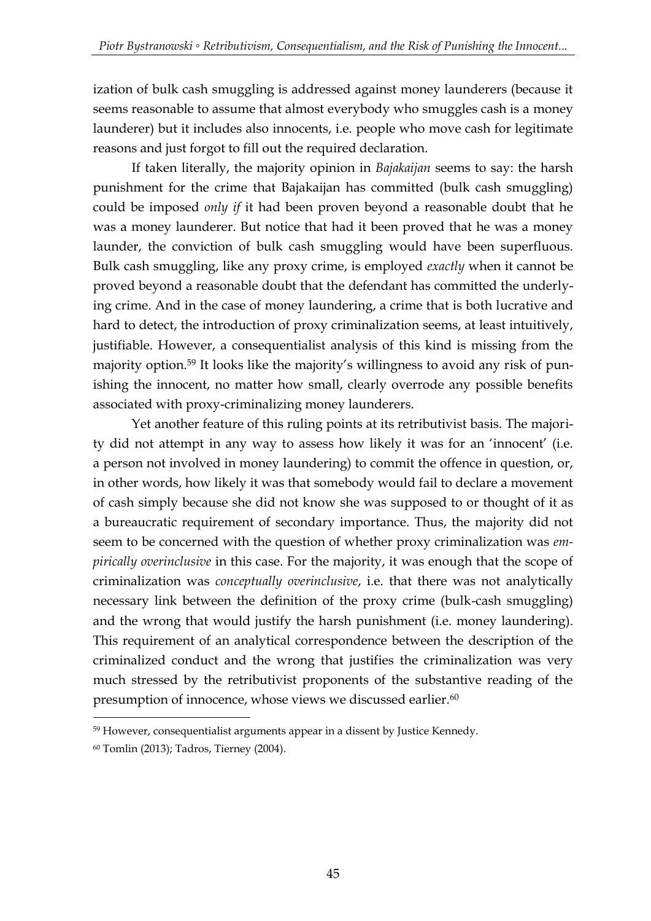ization of bulk cash smuggling is addressed against money launderers (because it seems reasonable to assume that almost everybody who smuggles cash is a money launderer) but it includes also innocents, i.e. people who move cash for legitimate reasons and just forgot to fill out the required declaration.

If taken literally, the majority opinion in *Bajakaijan* seems to say: the harsh punishment for the crime that Bajakaijan has committed (bulk cash smuggling) could be imposed *only if* it had been proven beyond a reasonable doubt that he was a money launderer. But notice that had it been proved that he was a money launder, the conviction of bulk cash smuggling would have been superfluous. Bulk cash smuggling, like any proxy crime, is employed *exactly* when it cannot be proved beyond a reasonable doubt that the defendant has committed the underlying crime. And in the case of money laundering, a crime that is both lucrative and hard to detect, the introduction of proxy criminalization seems, at least intuitively, justifiable. However, a consequentialist analysis of this kind is missing from the majority option.[59] It looks like the majority's willingness to avoid any risk of punishing the innocent, no matter how small, clearly overrode any possible benefits associated with proxy-criminalizing money launderers.

Yet another feature of this ruling points at its retributivist basis. The majority did not attempt in any way to assess how likely it was for an 'innocent' (i.e. a person not involved in money laundering) to commit the offence in question, or, in other words, how likely it was that somebody would fail to declare a movement of cash simply because she did not know she was supposed to or thought of it as a bureaucratic requirement of secondary importance. Thus, the majority did not seem to be concerned with the question of whether proxy criminalization was *empirically overinclusive* in this case. For the majority, it was enough that the scope of criminalization was *conceptually overinclusive*, i.e. that there was not analytically necessary link between the definition of the proxy crime (bulk-cash smuggling) and the wrong that would justify the harsh punishment (i.e. money laundering). This requirement of an analytical correspondence between the description of the criminalized conduct and the wrong that justifies the criminalization was very much stressed by the retributivist proponents of the substantive reading of the presumption of innocence, whose views we discussed earlier.[60]

---

[59] However, consequentialist arguments appear in a dissent by Justice Kennedy.

[60] Tomlin (2013); Tadros, Tierney (2004).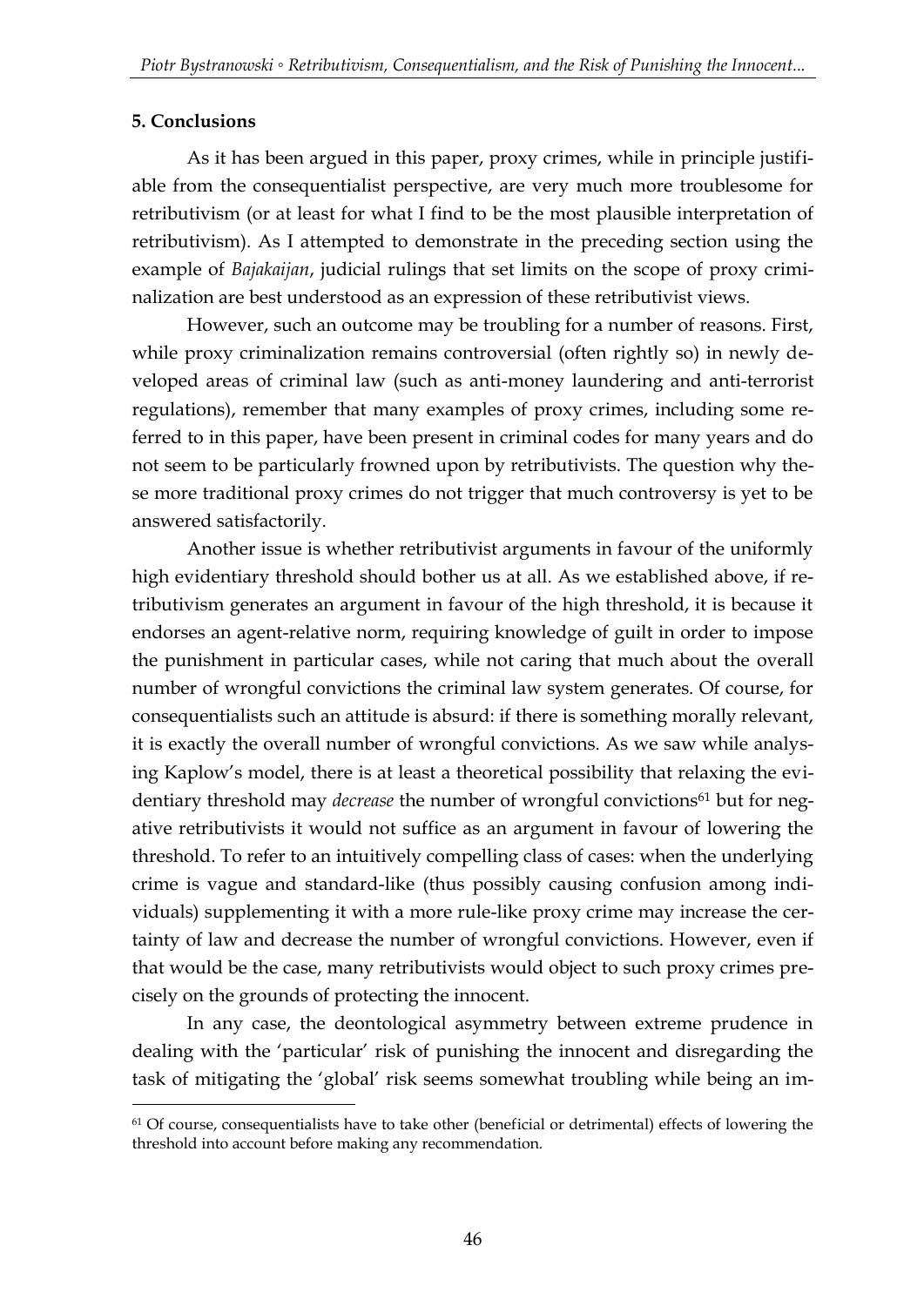### 5. Conclusions

As it has been argued in this paper, proxy crimes, while in principle justifiable from the consequentialist perspective, are very much more troublesome for retributivism (or at least for what I find to be the most plausible interpretation of retributivism). As I attempted to demonstrate in the preceding section using the example of *Bajakaijan*, judicial rulings that set limits on the scope of proxy criminalization are best understood as an expression of these retributivist views.

However, such an outcome may be troubling for a number of reasons. First, while proxy criminalization remains controversial (often rightly so) in newly developed areas of criminal law (such as anti-money laundering and anti-terrorist regulations), remember that many examples of proxy crimes, including some referred to in this paper, have been present in criminal codes for many years and do not seem to be particularly frowned upon by retributivists. The question why these more traditional proxy crimes do not trigger that much controversy is yet to be answered satisfactorily.

Another issue is whether retributivist arguments in favour of the uniformly high evidentiary threshold should bother us at all. As we established above, if retributivism generates an argument in favour of the high threshold, it is because it endorses an agent-relative norm, requiring knowledge of guilt in order to impose the punishment in particular cases, while not caring that much about the overall number of wrongful convictions the criminal law system generates. Of course, for consequentialists such an attitude is absurd: if there is something morally relevant, it is exactly the overall number of wrongful convictions. As we saw while analysing Kaplow's model, there is at least a theoretical possibility that relaxing the evidentiary threshold may *decrease* the number of wrongful convictions[61] but for negative retributivists it would not suffice as an argument in favour of lowering the threshold. To refer to an intuitively compelling class of cases: when the underlying crime is vague and standard-like (thus possibly causing confusion among individuals) supplementing it with a more rule-like proxy crime may increase the certainty of law and decrease the number of wrongful convictions. However, even if that would be the case, many retributivists would object to such proxy crimes precisely on the grounds of protecting the innocent.

In any case, the deontological asymmetry between extreme prudence in dealing with the 'particular' risk of punishing the innocent and disregarding the task of mitigating the 'global' risk seems somewhat troubling while being an im-

[61] Of course, consequentialists have to take other (beneficial or detrimental) effects of lowering the threshold into account before making any recommendation.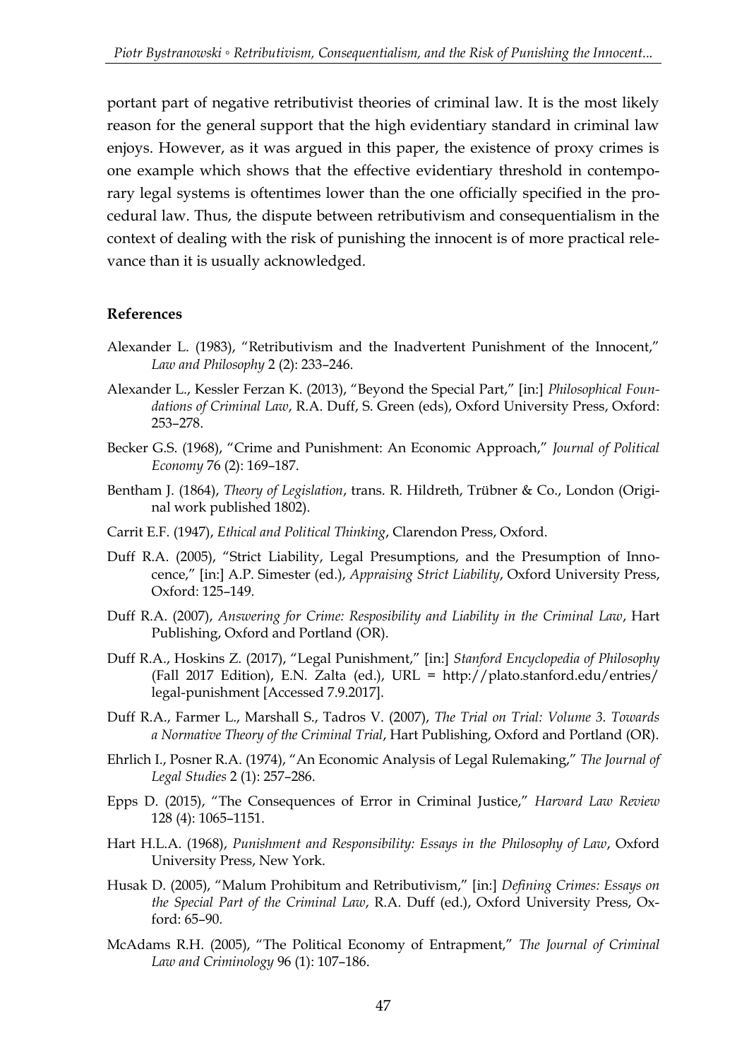portant part of negative retributivist theories of criminal law. It is the most likely reason for the general support that the high evidentiary standard in criminal law enjoys. However, as it was argued in this paper, the existence of proxy crimes is one example which shows that the effective evidentiary threshold in contemporary legal systems is oftentimes lower than the one officially specified in the procedural law. Thus, the dispute between retributivism and consequentialism in the context of dealing with the risk of punishing the innocent is of more practical relevance than it is usually acknowledged.

## References

Alexander L. (1983), "Retributivism and the Inadvertent Punishment of the Innocent," *Law and Philosophy* 2 (2): 233–246.

Alexander L., Kessler Ferzan K. (2013), "Beyond the Special Part," [in:] *Philosophical Foundations of Criminal Law*, R.A. Duff, S. Green (eds), Oxford University Press, Oxford: 253–278.

Becker G.S. (1968), "Crime and Punishment: An Economic Approach," *Journal of Political Economy* 76 (2): 169–187.

Bentham J. (1864), *Theory of Legislation*, trans. R. Hildreth, Trübner & Co., London (Original work published 1802).

Carrit E.F. (1947), *Ethical and Political Thinking*, Clarendon Press, Oxford.

Duff R.A. (2005), "Strict Liability, Legal Presumptions, and the Presumption of Innocence," [in:] A.P. Simester (ed.), *Appraising Strict Liability*, Oxford University Press, Oxford: 125–149.

Duff R.A. (2007), *Answering for Crime: Resposibility and Liability in the Criminal Law*, Hart Publishing, Oxford and Portland (OR).

Duff R.A., Hoskins Z. (2017), "Legal Punishment," [in:] *Stanford Encyclopedia of Philosophy* (Fall 2017 Edition), E.N. Zalta (ed.), URL = http://plato.stanford.edu/entries/legal-punishment [Accessed 7.9.2017].

Duff R.A., Farmer L., Marshall S., Tadros V. (2007), *The Trial on Trial: Volume 3. Towards a Normative Theory of the Criminal Trial*, Hart Publishing, Oxford and Portland (OR).

Ehrlich I., Posner R.A. (1974), "An Economic Analysis of Legal Rulemaking," *The Journal of Legal Studies* 2 (1): 257–286.

Epps D. (2015), "The Consequences of Error in Criminal Justice," *Harvard Law Review* 128 (4): 1065–1151.

Hart H.L.A. (1968), *Punishment and Responsibility: Essays in the Philosophy of Law*, Oxford University Press, New York.

Husak D. (2005), "Malum Prohibitum and Retributivism," [in:] *Defining Crimes: Essays on the Special Part of the Criminal Law*, R.A. Duff (ed.), Oxford University Press, Oxford: 65–90.

McAdams R.H. (2005), "The Political Economy of Entrapment," *The Journal of Criminal Law and Criminology* 96 (1): 107–186.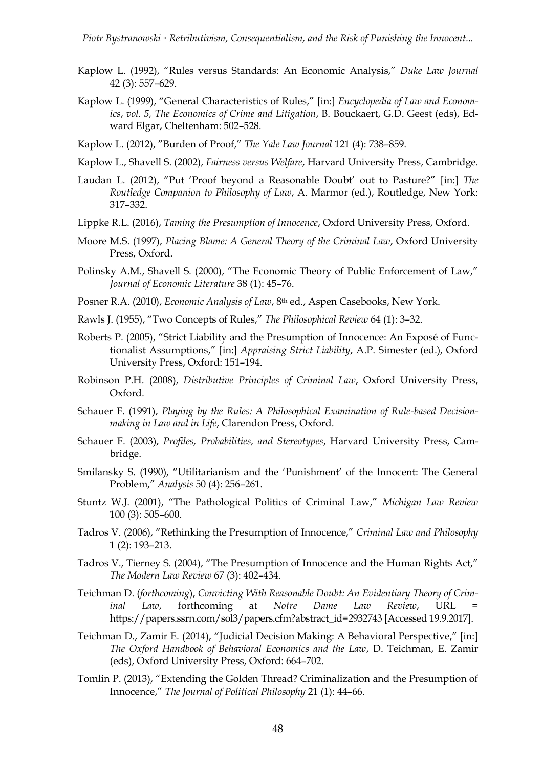Kaplow L. (1992), "Rules versus Standards: An Economic Analysis," *Duke Law Journal* 42 (3): 557–629.

Kaplow L. (1999), "General Characteristics of Rules," [in:] *Encyclopedia of Law and Economics, vol. 5, The Economics of Crime and Litigation*, B. Bouckaert, G.D. Geest (eds), Edward Elgar, Cheltenham: 502–528.

Kaplow L. (2012), "Burden of Proof," *The Yale Law Journal* 121 (4): 738–859.

Kaplow L., Shavell S. (2002), *Fairness versus Welfare*, Harvard University Press, Cambridge.

Laudan L. (2012), "Put 'Proof beyond a Reasonable Doubt' out to Pasture?" [in:] *The Routledge Companion to Philosophy of Law*, A. Marmor (ed.), Routledge, New York: 317–332.

Lippke R.L. (2016), *Taming the Presumption of Innocence*, Oxford University Press, Oxford.

Moore M.S. (1997), *Placing Blame: A General Theory of the Criminal Law*, Oxford University Press, Oxford.

Polinsky A.M., Shavell S. (2000), "The Economic Theory of Public Enforcement of Law," *Journal of Economic Literature* 38 (1): 45–76.

Posner R.A. (2010), *Economic Analysis of Law*, 8th ed., Aspen Casebooks, New York.

Rawls J. (1955), "Two Concepts of Rules," *The Philosophical Review* 64 (1): 3–32.

Roberts P. (2005), "Strict Liability and the Presumption of Innocence: An Exposé of Functionalist Assumptions," [in:] *Appraising Strict Liability*, A.P. Simester (ed.), Oxford University Press, Oxford: 151–194.

Robinson P.H. (2008), *Distributive Principles of Criminal Law*, Oxford University Press, Oxford.

Schauer F. (1991), *Playing by the Rules: A Philosophical Examination of Rule-based Decision-making in Law and in Life*, Clarendon Press, Oxford.

Schauer F. (2003), *Profiles, Probabilities, and Stereotypes*, Harvard University Press, Cambridge.

Smilansky S. (1990), "Utilitarianism and the 'Punishment' of the Innocent: The General Problem," *Analysis* 50 (4): 256–261.

Stuntz W.J. (2001), "The Pathological Politics of Criminal Law," *Michigan Law Review* 100 (3): 505–600.

Tadros V. (2006), "Rethinking the Presumption of Innocence," *Criminal Law and Philosophy* 1 (2): 193–213.

Tadros V., Tierney S. (2004), "The Presumption of Innocence and the Human Rights Act," *The Modern Law Review* 67 (3): 402–434.

Teichman D. (*forthcoming*), *Convicting With Reasonable Doubt: An Evidentiary Theory of Criminal Law*, forthcoming at *Notre Dame Law Review*, URL = https://papers.ssrn.com/sol3/papers.cfm?abstract_id=2932743 [Accessed 19.9.2017].

Teichman D., Zamir E. (2014), "Judicial Decision Making: A Behavioral Perspective," [in:] *The Oxford Handbook of Behavioral Economics and the Law*, D. Teichman, E. Zamir (eds), Oxford University Press, Oxford: 664–702.

Tomlin P. (2013), "Extending the Golden Thread? Criminalization and the Presumption of Innocence," *The Journal of Political Philosophy* 21 (1): 44–66.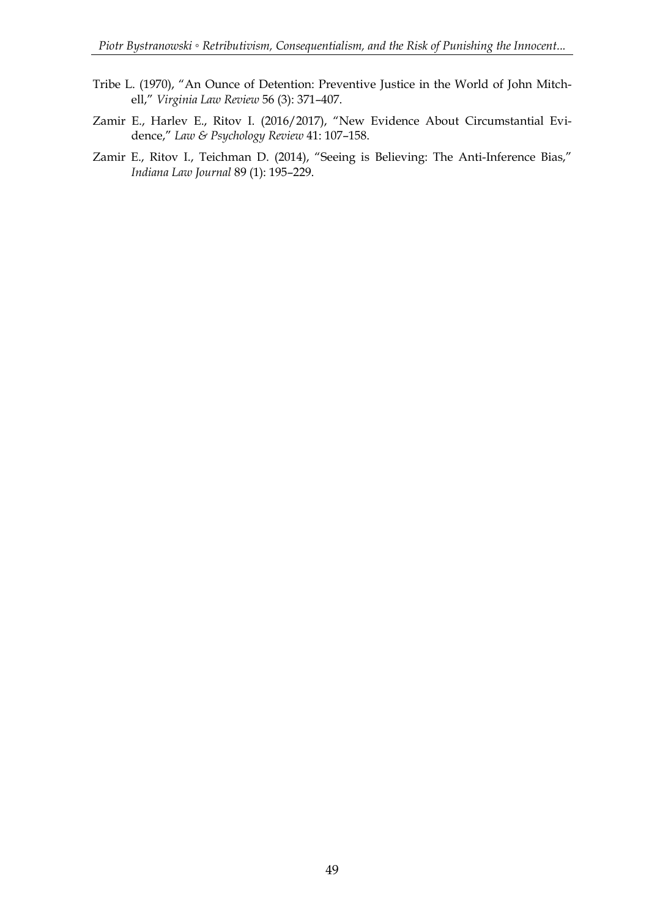Tribe L. (1970), "An Ounce of Detention: Preventive Justice in the World of John Mitchell," *Virginia Law Review* 56 (3): 371–407.

Zamir E., Harlev E., Ritov I. (2016/2017), "New Evidence About Circumstantial Evidence," *Law & Psychology Review* 41: 107–158.

Zamir E., Ritov I., Teichman D. (2014), "Seeing is Believing: The Anti-Inference Bias," *Indiana Law Journal* 89 (1): 195–229.